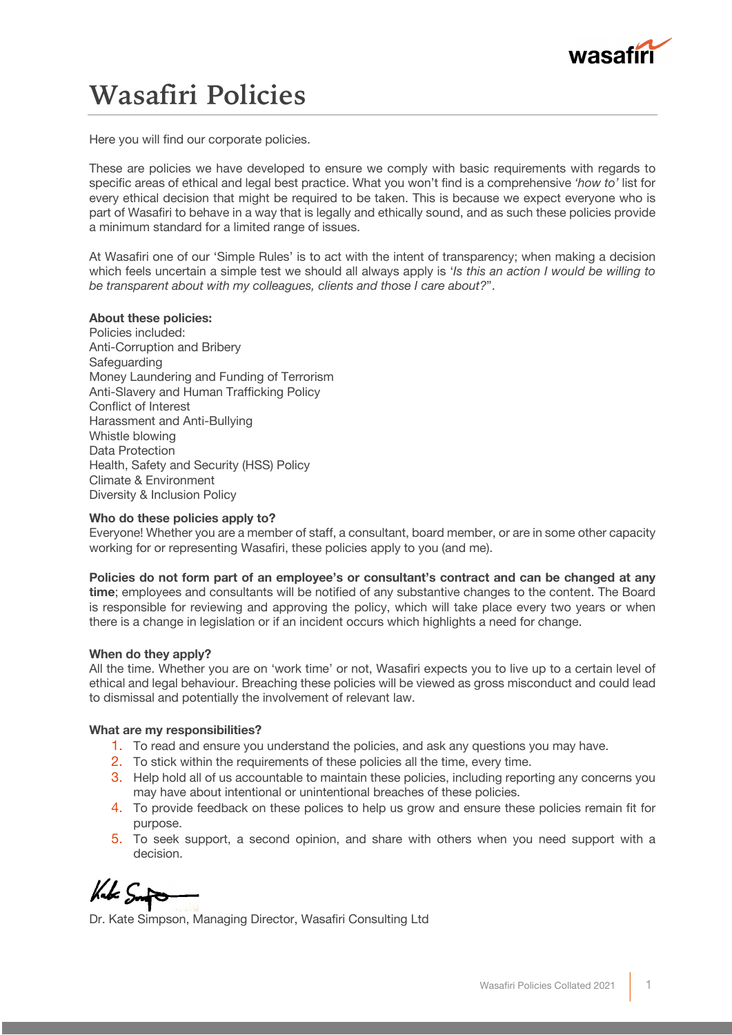# Wasafiri Policies

Here you will find our corporate policies.

These are policies we have developed to ensure we comply with basic requirements with regards to specific areas of ethical and legal best practice. What you won't find is a comprehensive *'how to'* list for every ethical decision that might be required to be taken. This is because we expect everyone who is part of Wasafiri to behave in a way that is legally and ethically sound, and as such these policies provide a minimum standard for a limited range of issues.

At Wasafiri one of our 'Simple Rules' is to act with the intent of transparency; when making a decision which feels uncertain a simple test we should all always apply is '*Is this an action I would be willing to be transparent about with my colleagues, clients and those I care about?*".

**About these policies:**

Policies included:
Anti-Corruption and Bribery
Safeguarding
Money Laundering and Funding of Terrorism
Anti-Slavery and Human Trafficking Policy
Conflict of Interest
Harassment and Anti-Bullying
Whistle blowing
Data Protection
Health, Safety and Security (HSS) Policy
Climate & Environment
Diversity & Inclusion Policy

**Who do these policies apply to?**

Everyone! Whether you are a member of staff, a consultant, board member, or are in some other capacity working for or representing Wasafiri, these policies apply to you (and me).

**Policies do not form part of an employee's or consultant's contract and can be changed at any time**; employees and consultants will be notified of any substantive changes to the content. The Board is responsible for reviewing and approving the policy, which will take place every two years or when there is a change in legislation or if an incident occurs which highlights a need for change.

**When do they apply?**

All the time. Whether you are on 'work time' or not, Wasafiri expects you to live up to a certain level of ethical and legal behaviour. Breaching these policies will be viewed as gross misconduct and could lead to dismissal and potentially the involvement of relevant law.

**What are my responsibilities?**

1. To read and ensure you understand the policies, and ask any questions you may have.
2. To stick within the requirements of these policies all the time, every time.
3. Help hold all of us accountable to maintain these policies, including reporting any concerns you may have about intentional or unintentional breaches of these policies.
4. To provide feedback on these polices to help us grow and ensure these policies remain fit for purpose.
5. To seek support, a second opinion, and share with others when you need support with a decision.

Dr. Kate Simpson, Managing Director, Wasafiri Consulting Ltd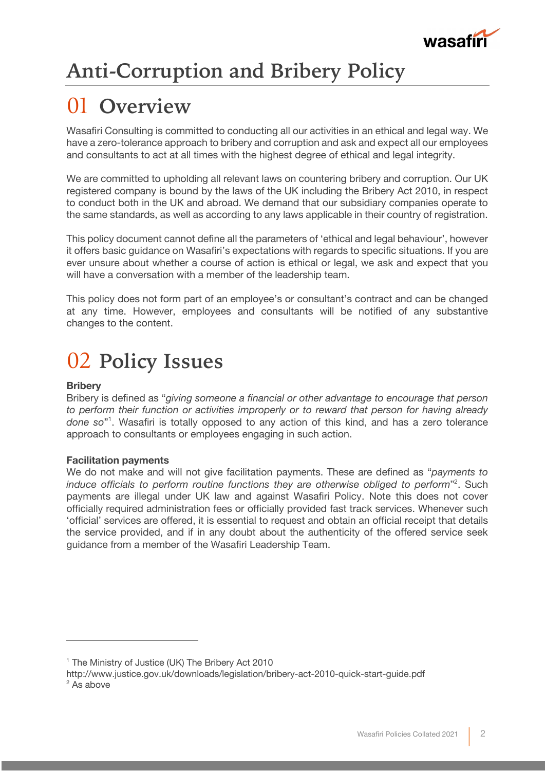# Anti-Corruption and Bribery Policy

## 01 Overview

Wasafiri Consulting is committed to conducting all our activities in an ethical and legal way. We have a zero-tolerance approach to bribery and corruption and ask and expect all our employees and consultants to act at all times with the highest degree of ethical and legal integrity.

We are committed to upholding all relevant laws on countering bribery and corruption. Our UK registered company is bound by the laws of the UK including the Bribery Act 2010, in respect to conduct both in the UK and abroad. We demand that our subsidiary companies operate to the same standards, as well as according to any laws applicable in their country of registration.

This policy document cannot define all the parameters of 'ethical and legal behaviour', however it offers basic guidance on Wasafiri's expectations with regards to specific situations. If you are ever unsure about whether a course of action is ethical or legal, we ask and expect that you will have a conversation with a member of the leadership team.

This policy does not form part of an employee's or consultant's contract and can be changed at any time. However, employees and consultants will be notified of any substantive changes to the content.

## 02 Policy Issues

**Bribery**

Bribery is defined as "*giving someone a financial or other advantage to encourage that person to perform their function or activities improperly or to reward that person for having already done so*"[1]. Wasafiri is totally opposed to any action of this kind, and has a zero tolerance approach to consultants or employees engaging in such action.

**Facilitation payments**

We do not make and will not give facilitation payments. These are defined as "*payments to induce officials to perform routine functions they are otherwise obliged to perform*"[2]. Such payments are illegal under UK law and against Wasafiri Policy. Note this does not cover officially required administration fees or officially provided fast track services. Whenever such 'official' services are offered, it is essential to request and obtain an official receipt that details the service provided, and if in any doubt about the authenticity of the offered service seek guidance from a member of the Wasafiri Leadership Team.

---

[1] The Ministry of Justice (UK) The Bribery Act 2010
http://www.justice.gov.uk/downloads/legislation/bribery-act-2010-quick-start-guide.pdf

[2] As above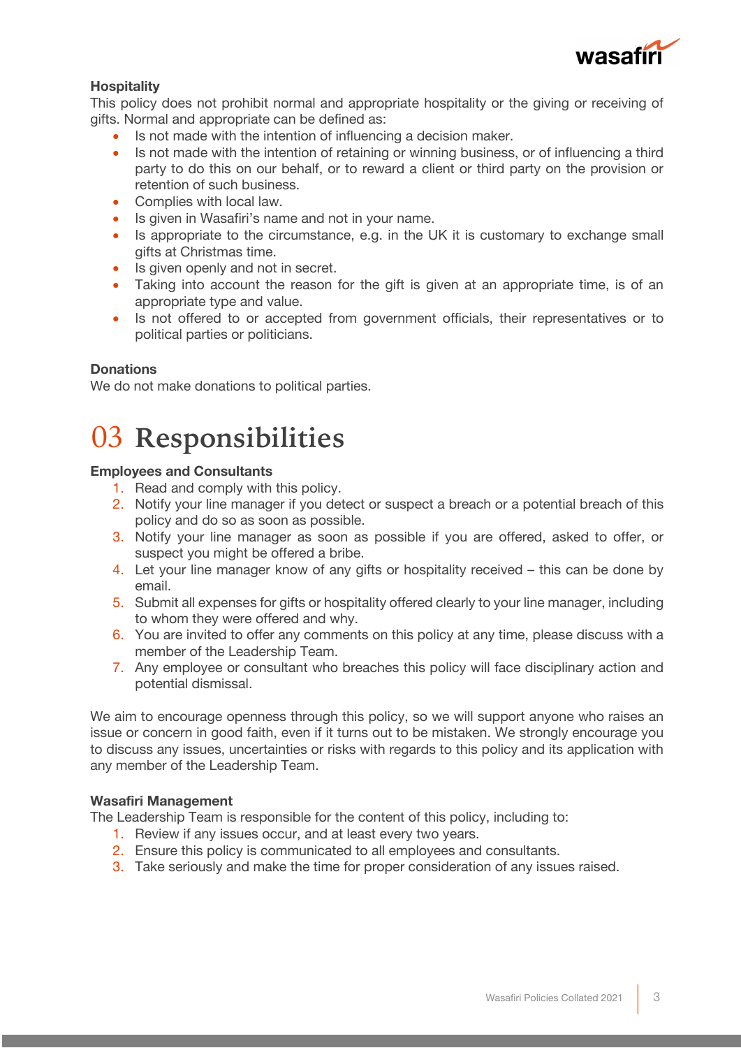**Hospitality**

This policy does not prohibit normal and appropriate hospitality or the giving or receiving of gifts. Normal and appropriate can be defined as:

- Is not made with the intention of influencing a decision maker.
- Is not made with the intention of retaining or winning business, or of influencing a third party to do this on our behalf, or to reward a client or third party on the provision or retention of such business.
- Complies with local law.
- Is given in Wasafiri's name and not in your name.
- Is appropriate to the circumstance, e.g. in the UK it is customary to exchange small gifts at Christmas time.
- Is given openly and not in secret.
- Taking into account the reason for the gift is given at an appropriate time, is of an appropriate type and value.
- Is not offered to or accepted from government officials, their representatives or to political parties or politicians.

**Donations**

We do not make donations to political parties.

# 03 Responsibilities

**Employees and Consultants**

1. Read and comply with this policy.
2. Notify your line manager if you detect or suspect a breach or a potential breach of this policy and do so as soon as possible.
3. Notify your line manager as soon as possible if you are offered, asked to offer, or suspect you might be offered a bribe.
4. Let your line manager know of any gifts or hospitality received – this can be done by email.
5. Submit all expenses for gifts or hospitality offered clearly to your line manager, including to whom they were offered and why.
6. You are invited to offer any comments on this policy at any time, please discuss with a member of the Leadership Team.
7. Any employee or consultant who breaches this policy will face disciplinary action and potential dismissal.

We aim to encourage openness through this policy, so we will support anyone who raises an issue or concern in good faith, even if it turns out to be mistaken. We strongly encourage you to discuss any issues, uncertainties or risks with regards to this policy and its application with any member of the Leadership Team.

**Wasafiri Management**

The Leadership Team is responsible for the content of this policy, including to:

1. Review if any issues occur, and at least every two years.
2. Ensure this policy is communicated to all employees and consultants.
3. Take seriously and make the time for proper consideration of any issues raised.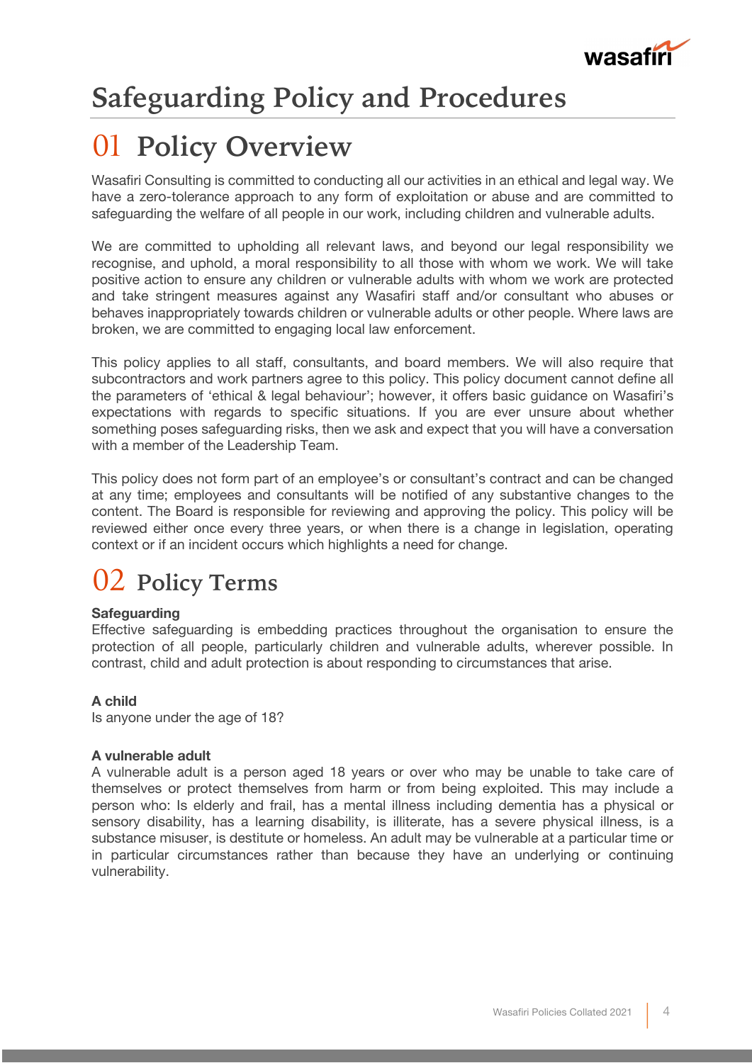# Safeguarding Policy and Procedures

## 01 Policy Overview

Wasafiri Consulting is committed to conducting all our activities in an ethical and legal way. We have a zero-tolerance approach to any form of exploitation or abuse and are committed to safeguarding the welfare of all people in our work, including children and vulnerable adults.

We are committed to upholding all relevant laws, and beyond our legal responsibility we recognise, and uphold, a moral responsibility to all those with whom we work. We will take positive action to ensure any children or vulnerable adults with whom we work are protected and take stringent measures against any Wasafiri staff and/or consultant who abuses or behaves inappropriately towards children or vulnerable adults or other people. Where laws are broken, we are committed to engaging local law enforcement.

This policy applies to all staff, consultants, and board members. We will also require that subcontractors and work partners agree to this policy. This policy document cannot define all the parameters of 'ethical & legal behaviour'; however, it offers basic guidance on Wasafiri's expectations with regards to specific situations. If you are ever unsure about whether something poses safeguarding risks, then we ask and expect that you will have a conversation with a member of the Leadership Team.

This policy does not form part of an employee's or consultant's contract and can be changed at any time; employees and consultants will be notified of any substantive changes to the content. The Board is responsible for reviewing and approving the policy. This policy will be reviewed either once every three years, or when there is a change in legislation, operating context or if an incident occurs which highlights a need for change.

## 02 Policy Terms

**Safeguarding**
Effective safeguarding is embedding practices throughout the organisation to ensure the protection of all people, particularly children and vulnerable adults, wherever possible. In contrast, child and adult protection is about responding to circumstances that arise.

**A child**
Is anyone under the age of 18?

**A vulnerable adult**
A vulnerable adult is a person aged 18 years or over who may be unable to take care of themselves or protect themselves from harm or from being exploited. This may include a person who: Is elderly and frail, has a mental illness including dementia has a physical or sensory disability, has a learning disability, is illiterate, has a severe physical illness, is a substance misuser, is destitute or homeless. An adult may be vulnerable at a particular time or in particular circumstances rather than because they have an underlying or continuing vulnerability.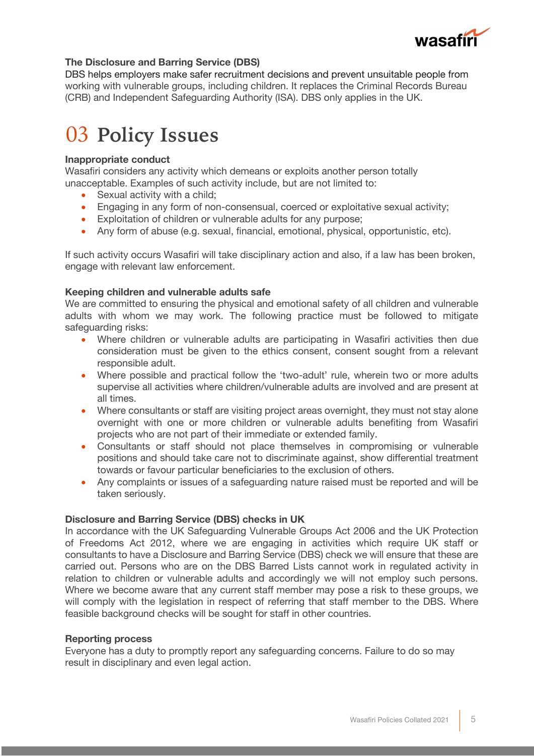**The Disclosure and Barring Service (DBS)**
DBS helps employers make safer recruitment decisions and prevent unsuitable people from working with vulnerable groups, including children. It replaces the Criminal Records Bureau (CRB) and Independent Safeguarding Authority (ISA). DBS only applies in the UK.

# 03 Policy Issues

**Inappropriate conduct**
Wasafiri considers any activity which demeans or exploits another person totally unacceptable. Examples of such activity include, but are not limited to:

- Sexual activity with a child;
- Engaging in any form of non-consensual, coerced or exploitative sexual activity;
- Exploitation of children or vulnerable adults for any purpose;
- Any form of abuse (e.g. sexual, financial, emotional, physical, opportunistic, etc).

If such activity occurs Wasafiri will take disciplinary action and also, if a law has been broken, engage with relevant law enforcement.

**Keeping children and vulnerable adults safe**
We are committed to ensuring the physical and emotional safety of all children and vulnerable adults with whom we may work. The following practice must be followed to mitigate safeguarding risks:

- Where children or vulnerable adults are participating in Wasafiri activities then due consideration must be given to the ethics consent, consent sought from a relevant responsible adult.
- Where possible and practical follow the 'two-adult' rule, wherein two or more adults supervise all activities where children/vulnerable adults are involved and are present at all times.
- Where consultants or staff are visiting project areas overnight, they must not stay alone overnight with one or more children or vulnerable adults benefiting from Wasafiri projects who are not part of their immediate or extended family.
- Consultants or staff should not place themselves in compromising or vulnerable positions and should take care not to discriminate against, show differential treatment towards or favour particular beneficiaries to the exclusion of others.
- Any complaints or issues of a safeguarding nature raised must be reported and will be taken seriously.

**Disclosure and Barring Service (DBS) checks in UK**
In accordance with the UK Safeguarding Vulnerable Groups Act 2006 and the UK Protection of Freedoms Act 2012, where we are engaging in activities which require UK staff or consultants to have a Disclosure and Barring Service (DBS) check we will ensure that these are carried out. Persons who are on the DBS Barred Lists cannot work in regulated activity in relation to children or vulnerable adults and accordingly we will not employ such persons. Where we become aware that any current staff member may pose a risk to these groups, we will comply with the legislation in respect of referring that staff member to the DBS. Where feasible background checks will be sought for staff in other countries.

**Reporting process**
Everyone has a duty to promptly report any safeguarding concerns. Failure to do so may result in disciplinary and even legal action.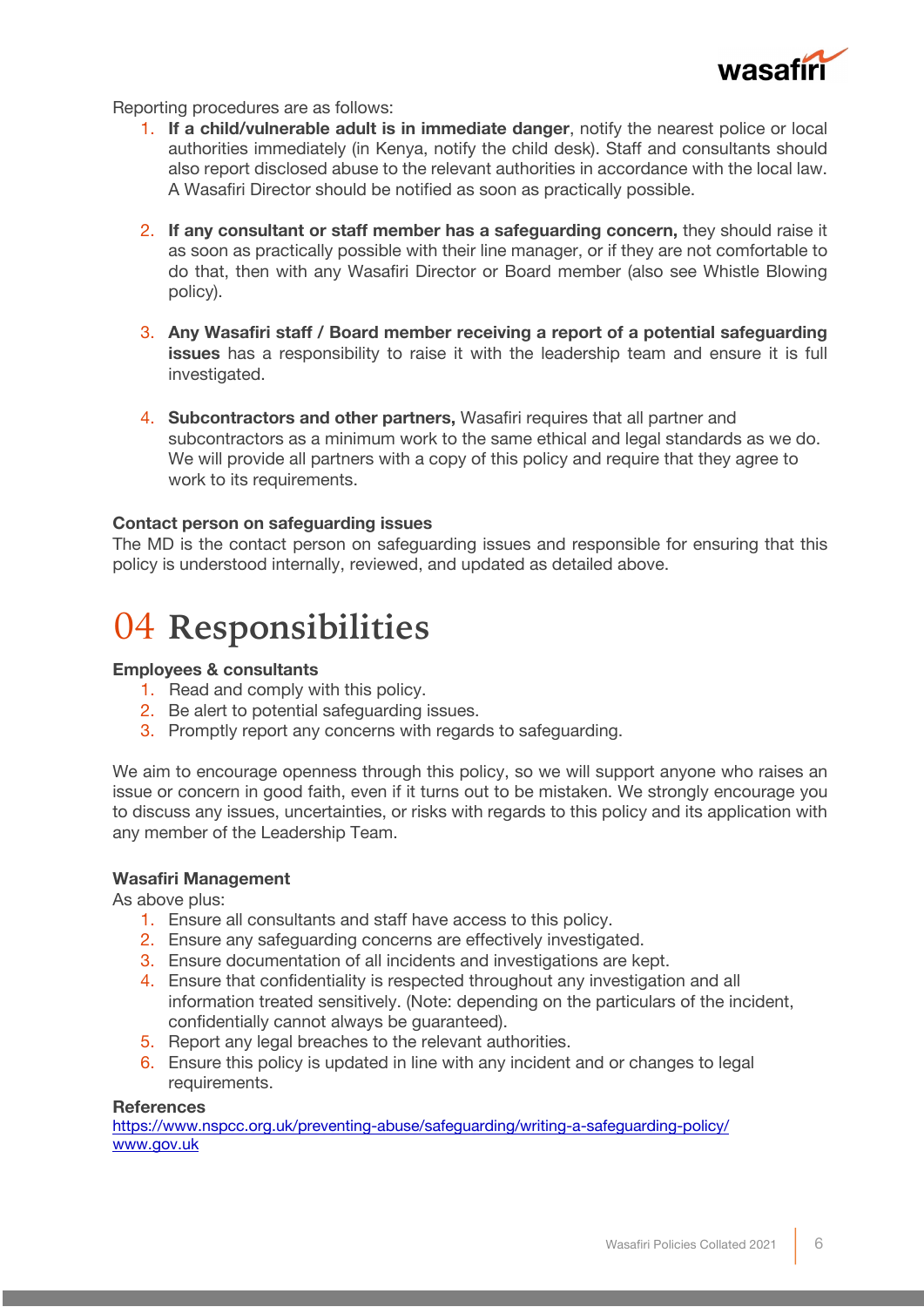Reporting procedures are as follows:

1. **If a child/vulnerable adult is in immediate danger**, notify the nearest police or local authorities immediately (in Kenya, notify the child desk). Staff and consultants should also report disclosed abuse to the relevant authorities in accordance with the local law. A Wasafiri Director should be notified as soon as practically possible.

2. **If any consultant or staff member has a safeguarding concern,** they should raise it as soon as practically possible with their line manager, or if they are not comfortable to do that, then with any Wasafiri Director or Board member (also see Whistle Blowing policy).

3. **Any Wasafiri staff / Board member receiving a report of a potential safeguarding issues** has a responsibility to raise it with the leadership team and ensure it is full investigated.

4. **Subcontractors and other partners,** Wasafiri requires that all partner and subcontractors as a minimum work to the same ethical and legal standards as we do. We will provide all partners with a copy of this policy and require that they agree to work to its requirements.

**Contact person on safeguarding issues**

The MD is the contact person on safeguarding issues and responsible for ensuring that this policy is understood internally, reviewed, and updated as detailed above.

# 04 Responsibilities

**Employees & consultants**

1. Read and comply with this policy.
2. Be alert to potential safeguarding issues.
3. Promptly report any concerns with regards to safeguarding.

We aim to encourage openness through this policy, so we will support anyone who raises an issue or concern in good faith, even if it turns out to be mistaken. We strongly encourage you to discuss any issues, uncertainties, or risks with regards to this policy and its application with any member of the Leadership Team.

**Wasafiri Management**

As above plus:

1. Ensure all consultants and staff have access to this policy.
2. Ensure any safeguarding concerns are effectively investigated.
3. Ensure documentation of all incidents and investigations are kept.
4. Ensure that confidentiality is respected throughout any investigation and all information treated sensitively. (Note: depending on the particulars of the incident, confidentially cannot always be guaranteed).
5. Report any legal breaches to the relevant authorities.
6. Ensure this policy is updated in line with any incident and or changes to legal requirements.

**References**

https://www.nspcc.org.uk/preventing-abuse/safeguarding/writing-a-safeguarding-policy/
www.gov.uk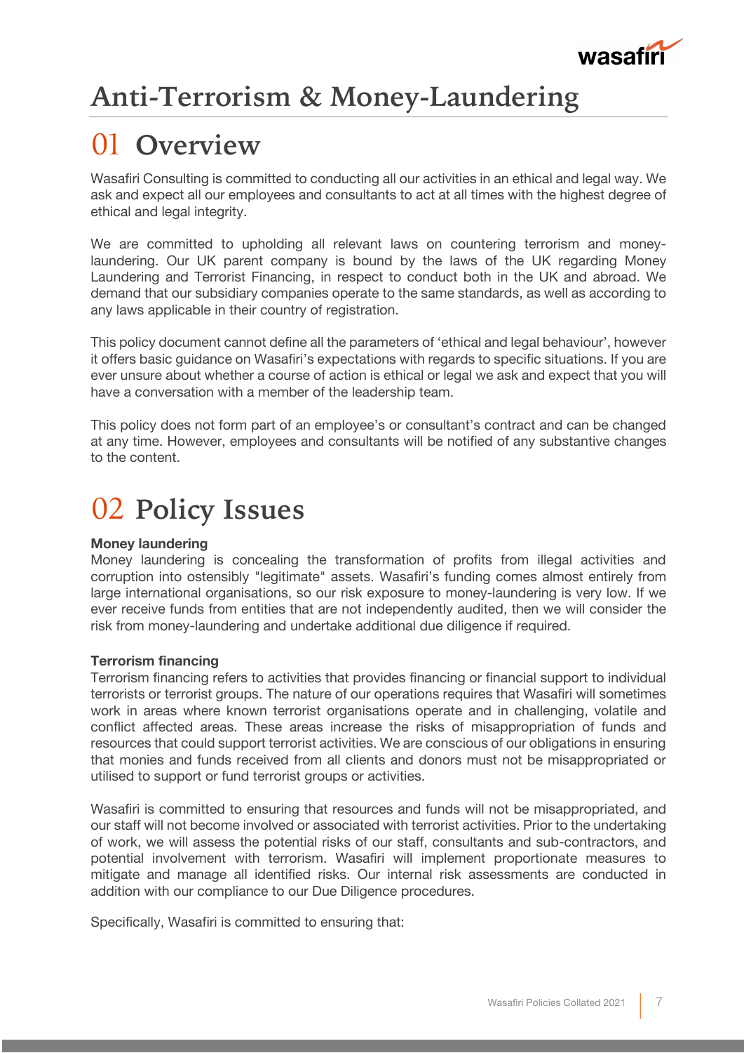# Anti-Terrorism & Money-Laundering

## 01 Overview

Wasafiri Consulting is committed to conducting all our activities in an ethical and legal way. We ask and expect all our employees and consultants to act at all times with the highest degree of ethical and legal integrity.

We are committed to upholding all relevant laws on countering terrorism and money-laundering. Our UK parent company is bound by the laws of the UK regarding Money Laundering and Terrorist Financing, in respect to conduct both in the UK and abroad. We demand that our subsidiary companies operate to the same standards, as well as according to any laws applicable in their country of registration.

This policy document cannot define all the parameters of 'ethical and legal behaviour', however it offers basic guidance on Wasafiri's expectations with regards to specific situations. If you are ever unsure about whether a course of action is ethical or legal we ask and expect that you will have a conversation with a member of the leadership team.

This policy does not form part of an employee's or consultant's contract and can be changed at any time. However, employees and consultants will be notified of any substantive changes to the content.

## 02 Policy Issues

**Money laundering**

Money laundering is concealing the transformation of profits from illegal activities and corruption into ostensibly "legitimate" assets. Wasafiri's funding comes almost entirely from large international organisations, so our risk exposure to money-laundering is very low. If we ever receive funds from entities that are not independently audited, then we will consider the risk from money-laundering and undertake additional due diligence if required.

**Terrorism financing**

Terrorism financing refers to activities that provides financing or financial support to individual terrorists or terrorist groups. The nature of our operations requires that Wasafiri will sometimes work in areas where known terrorist organisations operate and in challenging, volatile and conflict affected areas. These areas increase the risks of misappropriation of funds and resources that could support terrorist activities. We are conscious of our obligations in ensuring that monies and funds received from all clients and donors must not be misappropriated or utilised to support or fund terrorist groups or activities.

Wasafiri is committed to ensuring that resources and funds will not be misappropriated, and our staff will not become involved or associated with terrorist activities. Prior to the undertaking of work, we will assess the potential risks of our staff, consultants and sub-contractors, and potential involvement with terrorism. Wasafiri will implement proportionate measures to mitigate and manage all identified risks. Our internal risk assessments are conducted in addition with our compliance to our Due Diligence procedures.

Specifically, Wasafiri is committed to ensuring that: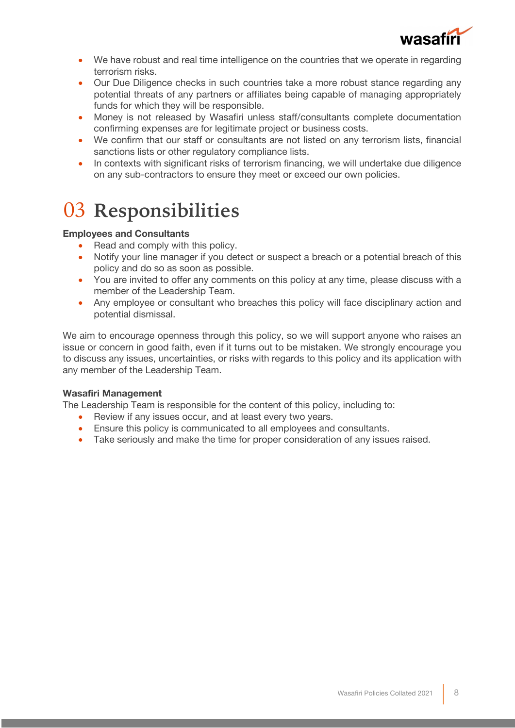- We have robust and real time intelligence on the countries that we operate in regarding terrorism risks.
- Our Due Diligence checks in such countries take a more robust stance regarding any potential threats of any partners or affiliates being capable of managing appropriately funds for which they will be responsible.
- Money is not released by Wasafiri unless staff/consultants complete documentation confirming expenses are for legitimate project or business costs.
- We confirm that our staff or consultants are not listed on any terrorism lists, financial sanctions lists or other regulatory compliance lists.
- In contexts with significant risks of terrorism financing, we will undertake due diligence on any sub-contractors to ensure they meet or exceed our own policies.

# 03 Responsibilities

**Employees and Consultants**

- Read and comply with this policy.
- Notify your line manager if you detect or suspect a breach or a potential breach of this policy and do so as soon as possible.
- You are invited to offer any comments on this policy at any time, please discuss with a member of the Leadership Team.
- Any employee or consultant who breaches this policy will face disciplinary action and potential dismissal.

We aim to encourage openness through this policy, so we will support anyone who raises an issue or concern in good faith, even if it turns out to be mistaken. We strongly encourage you to discuss any issues, uncertainties, or risks with regards to this policy and its application with any member of the Leadership Team.

**Wasafiri Management**

The Leadership Team is responsible for the content of this policy, including to:

- Review if any issues occur, and at least every two years.
- Ensure this policy is communicated to all employees and consultants.
- Take seriously and make the time for proper consideration of any issues raised.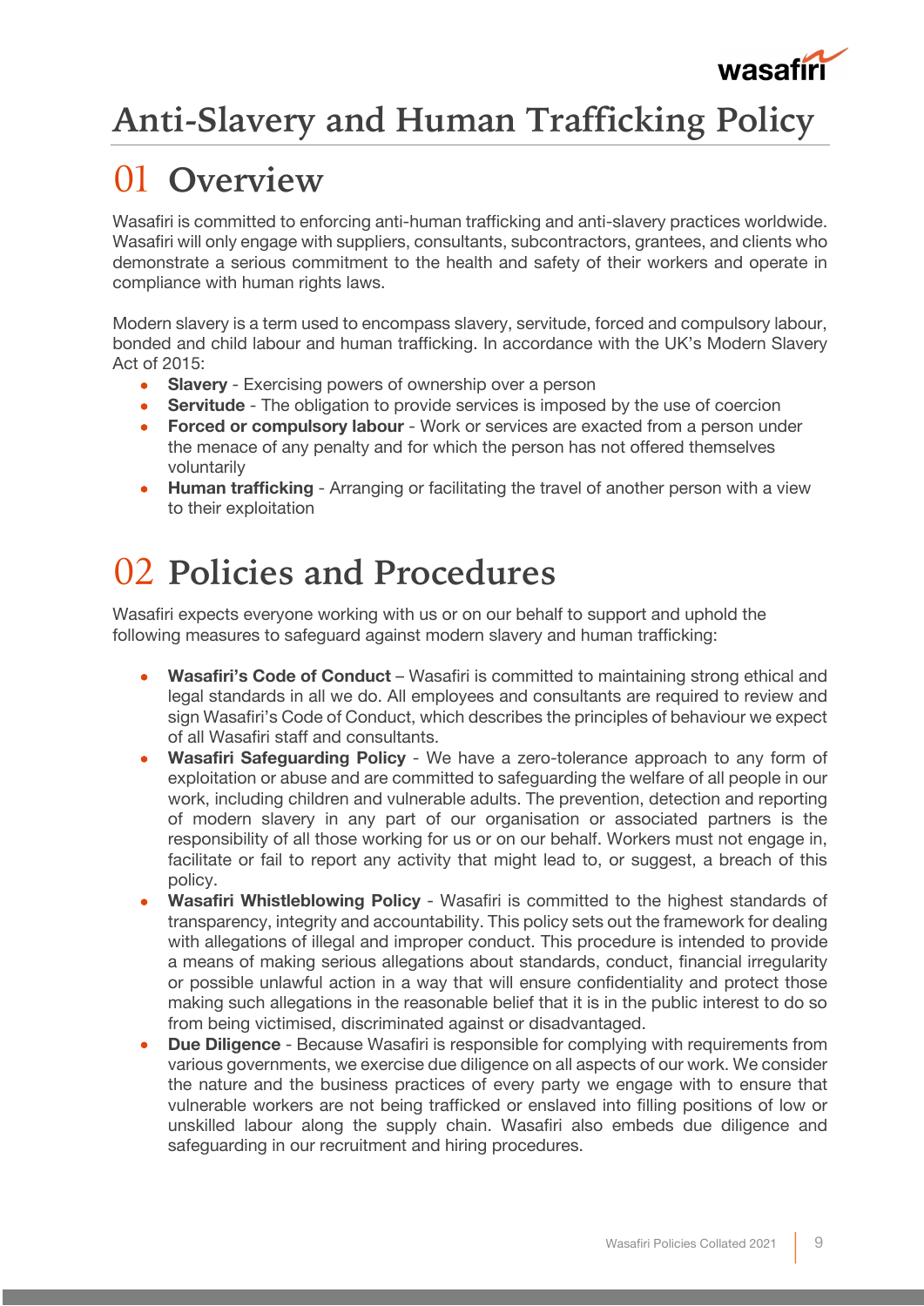# Anti-Slavery and Human Trafficking Policy

## 01 Overview

Wasafiri is committed to enforcing anti-human trafficking and anti-slavery practices worldwide. Wasafiri will only engage with suppliers, consultants, subcontractors, grantees, and clients who demonstrate a serious commitment to the health and safety of their workers and operate in compliance with human rights laws.

Modern slavery is a term used to encompass slavery, servitude, forced and compulsory labour, bonded and child labour and human trafficking. In accordance with the UK's Modern Slavery Act of 2015:

- **Slavery** - Exercising powers of ownership over a person
- **Servitude** - The obligation to provide services is imposed by the use of coercion
- **Forced or compulsory labour** - Work or services are exacted from a person under the menace of any penalty and for which the person has not offered themselves voluntarily
- **Human trafficking** - Arranging or facilitating the travel of another person with a view to their exploitation

## 02 Policies and Procedures

Wasafiri expects everyone working with us or on our behalf to support and uphold the following measures to safeguard against modern slavery and human trafficking:

- **Wasafiri's Code of Conduct** – Wasafiri is committed to maintaining strong ethical and legal standards in all we do. All employees and consultants are required to review and sign Wasafiri's Code of Conduct, which describes the principles of behaviour we expect of all Wasafiri staff and consultants.
- **Wasafiri Safeguarding Policy** - We have a zero-tolerance approach to any form of exploitation or abuse and are committed to safeguarding the welfare of all people in our work, including children and vulnerable adults. The prevention, detection and reporting of modern slavery in any part of our organisation or associated partners is the responsibility of all those working for us or on our behalf. Workers must not engage in, facilitate or fail to report any activity that might lead to, or suggest, a breach of this policy.
- **Wasafiri Whistleblowing Policy** - Wasafiri is committed to the highest standards of transparency, integrity and accountability. This policy sets out the framework for dealing with allegations of illegal and improper conduct. This procedure is intended to provide a means of making serious allegations about standards, conduct, financial irregularity or possible unlawful action in a way that will ensure confidentiality and protect those making such allegations in the reasonable belief that it is in the public interest to do so from being victimised, discriminated against or disadvantaged.
- **Due Diligence** - Because Wasafiri is responsible for complying with requirements from various governments, we exercise due diligence on all aspects of our work. We consider the nature and the business practices of every party we engage with to ensure that vulnerable workers are not being trafficked or enslaved into filling positions of low or unskilled labour along the supply chain. Wasafiri also embeds due diligence and safeguarding in our recruitment and hiring procedures.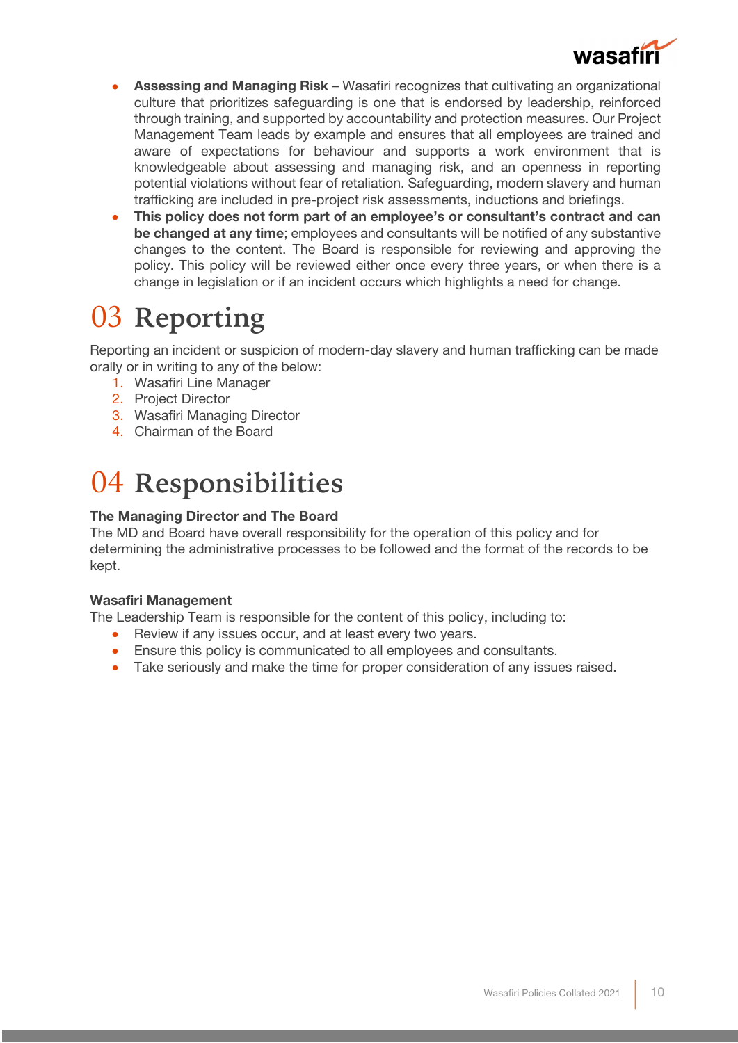- **Assessing and Managing Risk** – Wasafiri recognizes that cultivating an organizational culture that prioritizes safeguarding is one that is endorsed by leadership, reinforced through training, and supported by accountability and protection measures. Our Project Management Team leads by example and ensures that all employees are trained and aware of expectations for behaviour and supports a work environment that is knowledgeable about assessing and managing risk, and an openness in reporting potential violations without fear of retaliation. Safeguarding, modern slavery and human trafficking are included in pre-project risk assessments, inductions and briefings.
- **This policy does not form part of an employee's or consultant's contract and can be changed at any time**; employees and consultants will be notified of any substantive changes to the content. The Board is responsible for reviewing and approving the policy. This policy will be reviewed either once every three years, or when there is a change in legislation or if an incident occurs which highlights a need for change.

# 03 Reporting

Reporting an incident or suspicion of modern-day slavery and human trafficking can be made orally or in writing to any of the below:

1. Wasafiri Line Manager
2. Project Director
3. Wasafiri Managing Director
4. Chairman of the Board

# 04 Responsibilities

**The Managing Director and The Board**

The MD and Board have overall responsibility for the operation of this policy and for determining the administrative processes to be followed and the format of the records to be kept.

**Wasafiri Management**

The Leadership Team is responsible for the content of this policy, including to:

- Review if any issues occur, and at least every two years.
- Ensure this policy is communicated to all employees and consultants.
- Take seriously and make the time for proper consideration of any issues raised.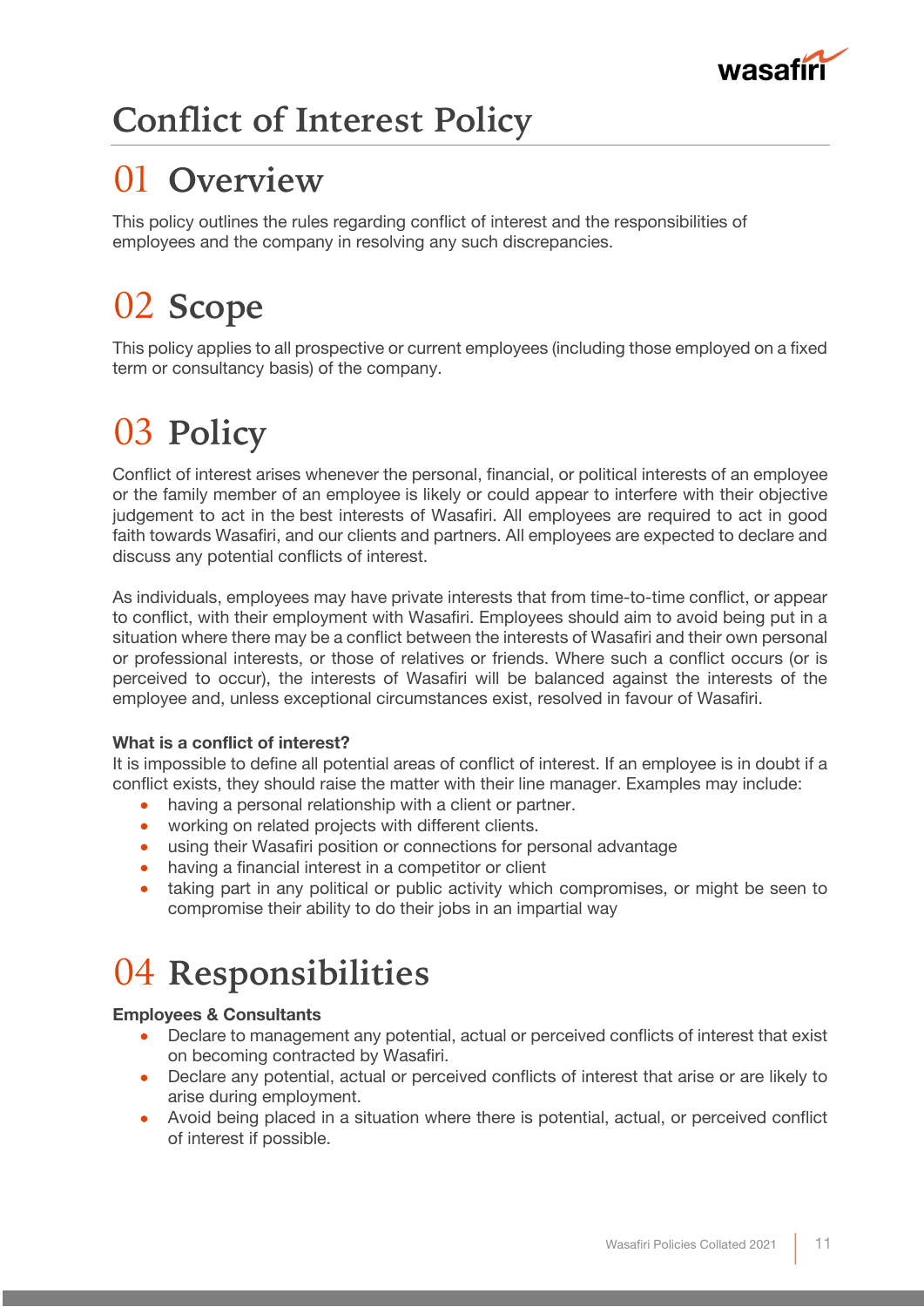# Conflict of Interest Policy

## 01 Overview

This policy outlines the rules regarding conflict of interest and the responsibilities of employees and the company in resolving any such discrepancies.

## 02 Scope

This policy applies to all prospective or current employees (including those employed on a fixed term or consultancy basis) of the company.

## 03 Policy

Conflict of interest arises whenever the personal, financial, or political interests of an employee or the family member of an employee is likely or could appear to interfere with their objective judgement to act in the best interests of Wasafiri. All employees are required to act in good faith towards Wasafiri, and our clients and partners. All employees are expected to declare and discuss any potential conflicts of interest.

As individuals, employees may have private interests that from time-to-time conflict, or appear to conflict, with their employment with Wasafiri. Employees should aim to avoid being put in a situation where there may be a conflict between the interests of Wasafiri and their own personal or professional interests, or those of relatives or friends. Where such a conflict occurs (or is perceived to occur), the interests of Wasafiri will be balanced against the interests of the employee and, unless exceptional circumstances exist, resolved in favour of Wasafiri.

**What is a conflict of interest?**
It is impossible to define all potential areas of conflict of interest. If an employee is in doubt if a conflict exists, they should raise the matter with their line manager. Examples may include:

- having a personal relationship with a client or partner.
- working on related projects with different clients.
- using their Wasafiri position or connections for personal advantage
- having a financial interest in a competitor or client
- taking part in any political or public activity which compromises, or might be seen to compromise their ability to do their jobs in an impartial way

## 04 Responsibilities

**Employees & Consultants**

- Declare to management any potential, actual or perceived conflicts of interest that exist on becoming contracted by Wasafiri.
- Declare any potential, actual or perceived conflicts of interest that arise or are likely to arise during employment.
- Avoid being placed in a situation where there is potential, actual, or perceived conflict of interest if possible.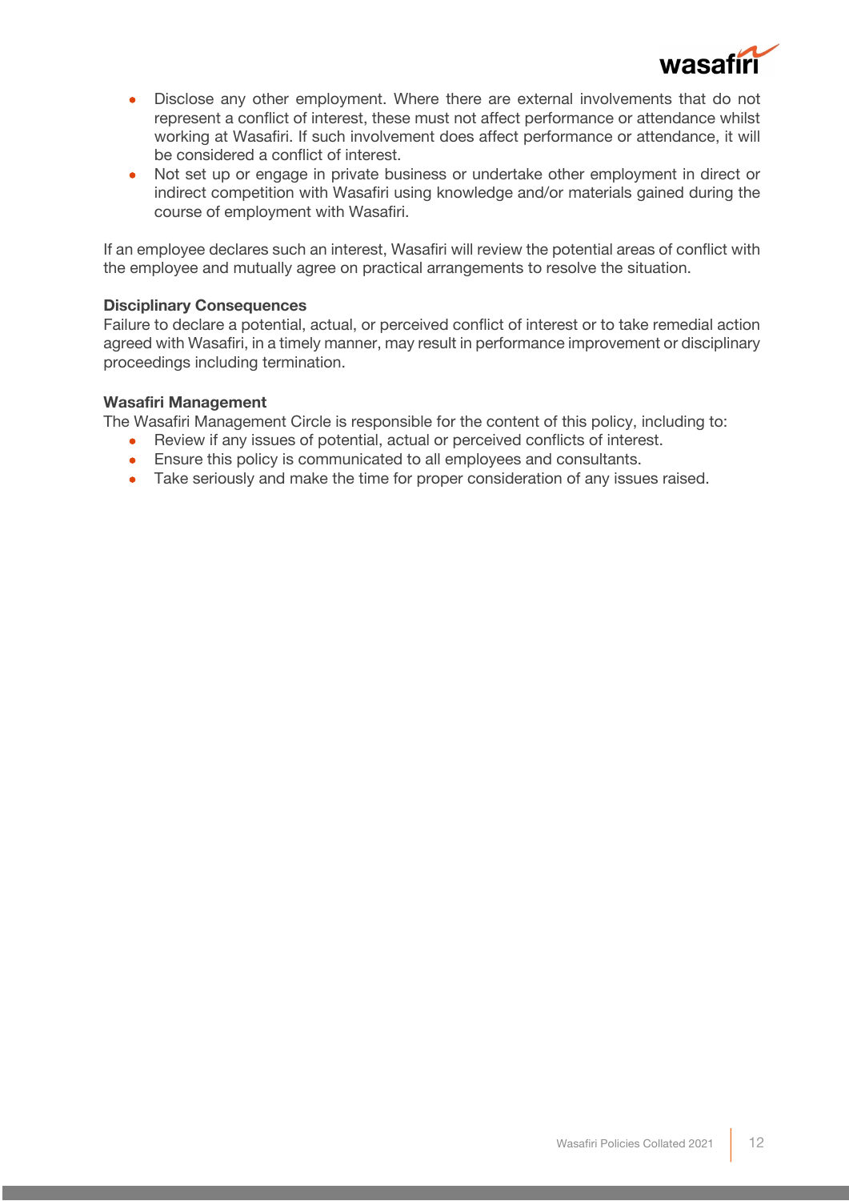- Disclose any other employment. Where there are external involvements that do not represent a conflict of interest, these must not affect performance or attendance whilst working at Wasafiri. If such involvement does affect performance or attendance, it will be considered a conflict of interest.
- Not set up or engage in private business or undertake other employment in direct or indirect competition with Wasafiri using knowledge and/or materials gained during the course of employment with Wasafiri.

If an employee declares such an interest, Wasafiri will review the potential areas of conflict with the employee and mutually agree on practical arrangements to resolve the situation.

**Disciplinary Consequences**

Failure to declare a potential, actual, or perceived conflict of interest or to take remedial action agreed with Wasafiri, in a timely manner, may result in performance improvement or disciplinary proceedings including termination.

**Wasafiri Management**

The Wasafiri Management Circle is responsible for the content of this policy, including to:

- Review if any issues of potential, actual or perceived conflicts of interest.
- Ensure this policy is communicated to all employees and consultants.
- Take seriously and make the time for proper consideration of any issues raised.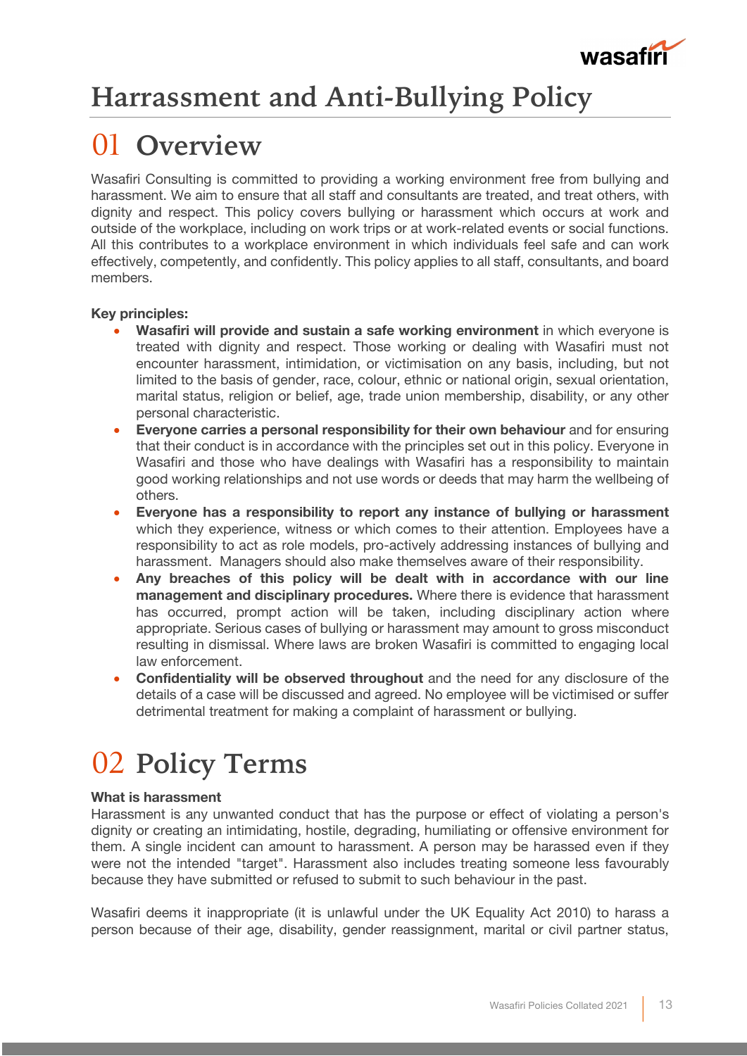# Harrassment and Anti-Bullying Policy

## 01 Overview

Wasafiri Consulting is committed to providing a working environment free from bullying and harassment. We aim to ensure that all staff and consultants are treated, and treat others, with dignity and respect. This policy covers bullying or harassment which occurs at work and outside of the workplace, including on work trips or at work-related events or social functions. All this contributes to a workplace environment in which individuals feel safe and can work effectively, competently, and confidently. This policy applies to all staff, consultants, and board members.

**Key principles:**

- **Wasafiri will provide and sustain a safe working environment** in which everyone is treated with dignity and respect. Those working or dealing with Wasafiri must not encounter harassment, intimidation, or victimisation on any basis, including, but not limited to the basis of gender, race, colour, ethnic or national origin, sexual orientation, marital status, religion or belief, age, trade union membership, disability, or any other personal characteristic.
- **Everyone carries a personal responsibility for their own behaviour** and for ensuring that their conduct is in accordance with the principles set out in this policy. Everyone in Wasafiri and those who have dealings with Wasafiri has a responsibility to maintain good working relationships and not use words or deeds that may harm the wellbeing of others.
- **Everyone has a responsibility to report any instance of bullying or harassment** which they experience, witness or which comes to their attention. Employees have a responsibility to act as role models, pro-actively addressing instances of bullying and harassment. Managers should also make themselves aware of their responsibility.
- **Any breaches of this policy will be dealt with in accordance with our line management and disciplinary procedures.** Where there is evidence that harassment has occurred, prompt action will be taken, including disciplinary action where appropriate. Serious cases of bullying or harassment may amount to gross misconduct resulting in dismissal. Where laws are broken Wasafiri is committed to engaging local law enforcement.
- **Confidentiality will be observed throughout** and the need for any disclosure of the details of a case will be discussed and agreed. No employee will be victimised or suffer detrimental treatment for making a complaint of harassment or bullying.

## 02 Policy Terms

**What is harassment**

Harassment is any unwanted conduct that has the purpose or effect of violating a person's dignity or creating an intimidating, hostile, degrading, humiliating or offensive environment for them. A single incident can amount to harassment. A person may be harassed even if they were not the intended "target". Harassment also includes treating someone less favourably because they have submitted or refused to submit to such behaviour in the past.

Wasafiri deems it inappropriate (it is unlawful under the UK Equality Act 2010) to harass a person because of their age, disability, gender reassignment, marital or civil partner status,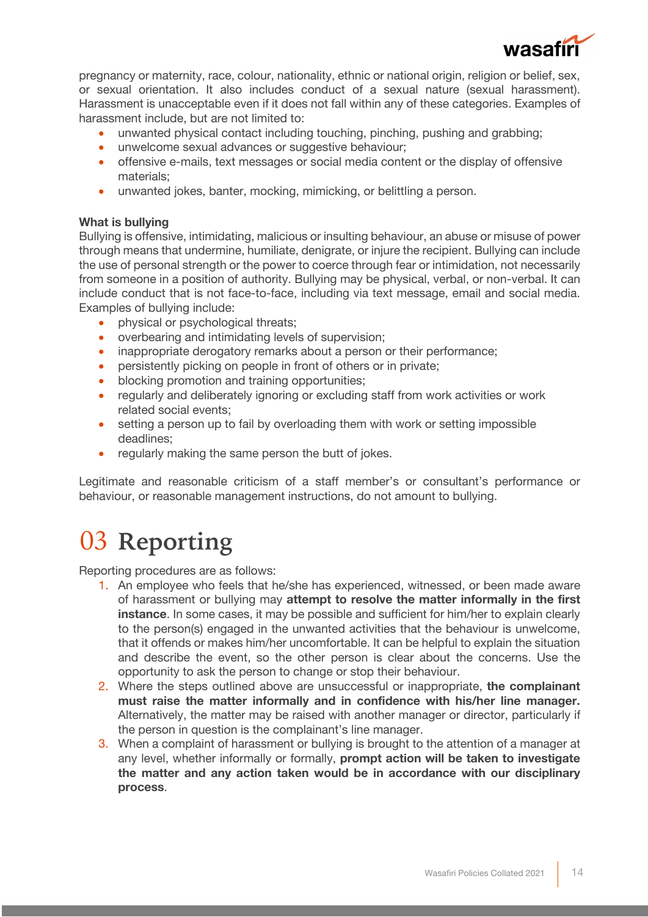pregnancy or maternity, race, colour, nationality, ethnic or national origin, religion or belief, sex, or sexual orientation. It also includes conduct of a sexual nature (sexual harassment). Harassment is unacceptable even if it does not fall within any of these categories. Examples of harassment include, but are not limited to:

- unwanted physical contact including touching, pinching, pushing and grabbing;
- unwelcome sexual advances or suggestive behaviour;
- offensive e-mails, text messages or social media content or the display of offensive materials;
- unwanted jokes, banter, mocking, mimicking, or belittling a person.

**What is bullying**

Bullying is offensive, intimidating, malicious or insulting behaviour, an abuse or misuse of power through means that undermine, humiliate, denigrate, or injure the recipient. Bullying can include the use of personal strength or the power to coerce through fear or intimidation, not necessarily from someone in a position of authority. Bullying may be physical, verbal, or non-verbal. It can include conduct that is not face-to-face, including via text message, email and social media. Examples of bullying include:

- physical or psychological threats;
- overbearing and intimidating levels of supervision;
- inappropriate derogatory remarks about a person or their performance;
- persistently picking on people in front of others or in private;
- blocking promotion and training opportunities;
- regularly and deliberately ignoring or excluding staff from work activities or work related social events;
- setting a person up to fail by overloading them with work or setting impossible deadlines;
- regularly making the same person the butt of jokes.

Legitimate and reasonable criticism of a staff member's or consultant's performance or behaviour, or reasonable management instructions, do not amount to bullying.

# 03 Reporting

Reporting procedures are as follows:

1. An employee who feels that he/she has experienced, witnessed, or been made aware of harassment or bullying may **attempt to resolve the matter informally in the first instance**. In some cases, it may be possible and sufficient for him/her to explain clearly to the person(s) engaged in the unwanted activities that the behaviour is unwelcome, that it offends or makes him/her uncomfortable. It can be helpful to explain the situation and describe the event, so the other person is clear about the concerns. Use the opportunity to ask the person to change or stop their behaviour.
2. Where the steps outlined above are unsuccessful or inappropriate, **the complainant must raise the matter informally and in confidence with his/her line manager.** Alternatively, the matter may be raised with another manager or director, particularly if the person in question is the complainant's line manager.
3. When a complaint of harassment or bullying is brought to the attention of a manager at any level, whether informally or formally, **prompt action will be taken to investigate the matter and any action taken would be in accordance with our disciplinary process**.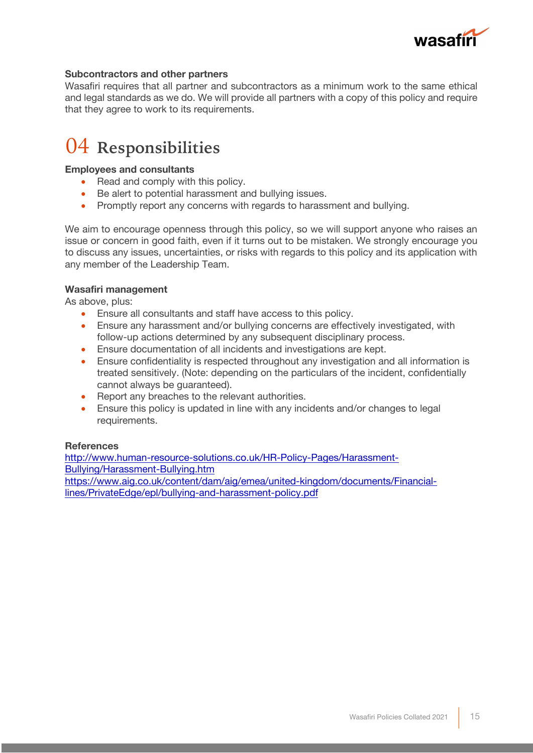**Subcontractors and other partners**
Wasafiri requires that all partner and subcontractors as a minimum work to the same ethical and legal standards as we do. We will provide all partners with a copy of this policy and require that they agree to work to its requirements.

# 04 Responsibilities

**Employees and consultants**

- Read and comply with this policy.
- Be alert to potential harassment and bullying issues.
- Promptly report any concerns with regards to harassment and bullying.

We aim to encourage openness through this policy, so we will support anyone who raises an issue or concern in good faith, even if it turns out to be mistaken. We strongly encourage you to discuss any issues, uncertainties, or risks with regards to this policy and its application with any member of the Leadership Team.

**Wasafiri management**
As above, plus:

- Ensure all consultants and staff have access to this policy.
- Ensure any harassment and/or bullying concerns are effectively investigated, with follow-up actions determined by any subsequent disciplinary process.
- Ensure documentation of all incidents and investigations are kept.
- Ensure confidentiality is respected throughout any investigation and all information is treated sensitively. (Note: depending on the particulars of the incident, confidentially cannot always be guaranteed).
- Report any breaches to the relevant authorities.
- Ensure this policy is updated in line with any incidents and/or changes to legal requirements.

**References**
http://www.human-resource-solutions.co.uk/HR-Policy-Pages/Harassment-Bullying/Harassment-Bullying.htm
https://www.aig.co.uk/content/dam/aig/emea/united-kingdom/documents/Financial-lines/PrivateEdge/epl/bullying-and-harassment-policy.pdf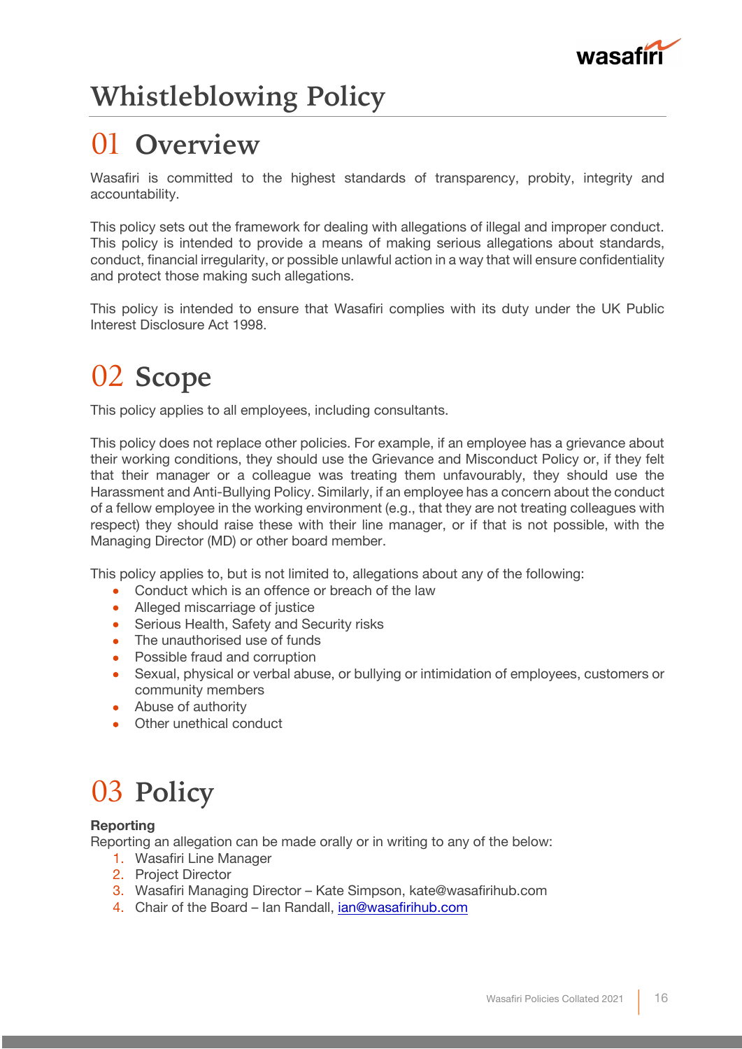# Whistleblowing Policy

## 01 Overview

Wasafiri is committed to the highest standards of transparency, probity, integrity and accountability.

This policy sets out the framework for dealing with allegations of illegal and improper conduct. This policy is intended to provide a means of making serious allegations about standards, conduct, financial irregularity, or possible unlawful action in a way that will ensure confidentiality and protect those making such allegations.

This policy is intended to ensure that Wasafiri complies with its duty under the UK Public Interest Disclosure Act 1998.

## 02 Scope

This policy applies to all employees, including consultants.

This policy does not replace other policies. For example, if an employee has a grievance about their working conditions, they should use the Grievance and Misconduct Policy or, if they felt that their manager or a colleague was treating them unfavourably, they should use the Harassment and Anti-Bullying Policy. Similarly, if an employee has a concern about the conduct of a fellow employee in the working environment (e.g., that they are not treating colleagues with respect) they should raise these with their line manager, or if that is not possible, with the Managing Director (MD) or other board member.

This policy applies to, but is not limited to, allegations about any of the following:

- Conduct which is an offence or breach of the law
- Alleged miscarriage of justice
- Serious Health, Safety and Security risks
- The unauthorised use of funds
- Possible fraud and corruption
- Sexual, physical or verbal abuse, or bullying or intimidation of employees, customers or community members
- Abuse of authority
- Other unethical conduct

## 03 Policy

**Reporting**

Reporting an allegation can be made orally or in writing to any of the below:

1. Wasafiri Line Manager
2. Project Director
3. Wasafiri Managing Director – Kate Simpson, kate@wasafirihub.com
4. Chair of the Board – Ian Randall, ian@wasafirihub.com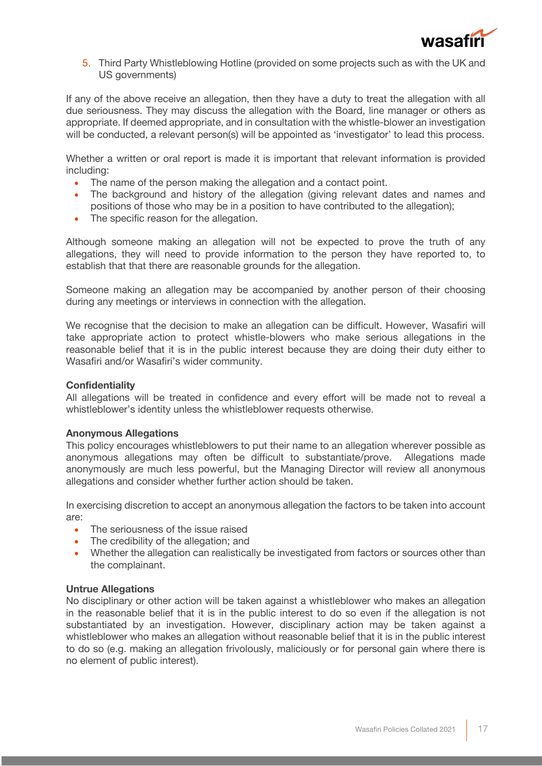5. Third Party Whistleblowing Hotline (provided on some projects such as with the UK and US governments)

If any of the above receive an allegation, then they have a duty to treat the allegation with all due seriousness. They may discuss the allegation with the Board, line manager or others as appropriate. If deemed appropriate, and in consultation with the whistle-blower an investigation will be conducted, a relevant person(s) will be appointed as 'investigator' to lead this process.

Whether a written or oral report is made it is important that relevant information is provided including:

- The name of the person making the allegation and a contact point.
- The background and history of the allegation (giving relevant dates and names and positions of those who may be in a position to have contributed to the allegation);
- The specific reason for the allegation.

Although someone making an allegation will not be expected to prove the truth of any allegations, they will need to provide information to the person they have reported to, to establish that that there are reasonable grounds for the allegation.

Someone making an allegation may be accompanied by another person of their choosing during any meetings or interviews in connection with the allegation.

We recognise that the decision to make an allegation can be difficult. However, Wasafiri will take appropriate action to protect whistle-blowers who make serious allegations in the reasonable belief that it is in the public interest because they are doing their duty either to Wasafiri and/or Wasafiri's wider community.

**Confidentiality**

All allegations will be treated in confidence and every effort will be made not to reveal a whistleblower's identity unless the whistleblower requests otherwise.

**Anonymous Allegations**

This policy encourages whistleblowers to put their name to an allegation wherever possible as anonymous allegations may often be difficult to substantiate/prove. Allegations made anonymously are much less powerful, but the Managing Director will review all anonymous allegations and consider whether further action should be taken.

In exercising discretion to accept an anonymous allegation the factors to be taken into account are:

- The seriousness of the issue raised
- The credibility of the allegation; and
- Whether the allegation can realistically be investigated from factors or sources other than the complainant.

**Untrue Allegations**

No disciplinary or other action will be taken against a whistleblower who makes an allegation in the reasonable belief that it is in the public interest to do so even if the allegation is not substantiated by an investigation. However, disciplinary action may be taken against a whistleblower who makes an allegation without reasonable belief that it is in the public interest to do so (e.g. making an allegation frivolously, maliciously or for personal gain where there is no element of public interest).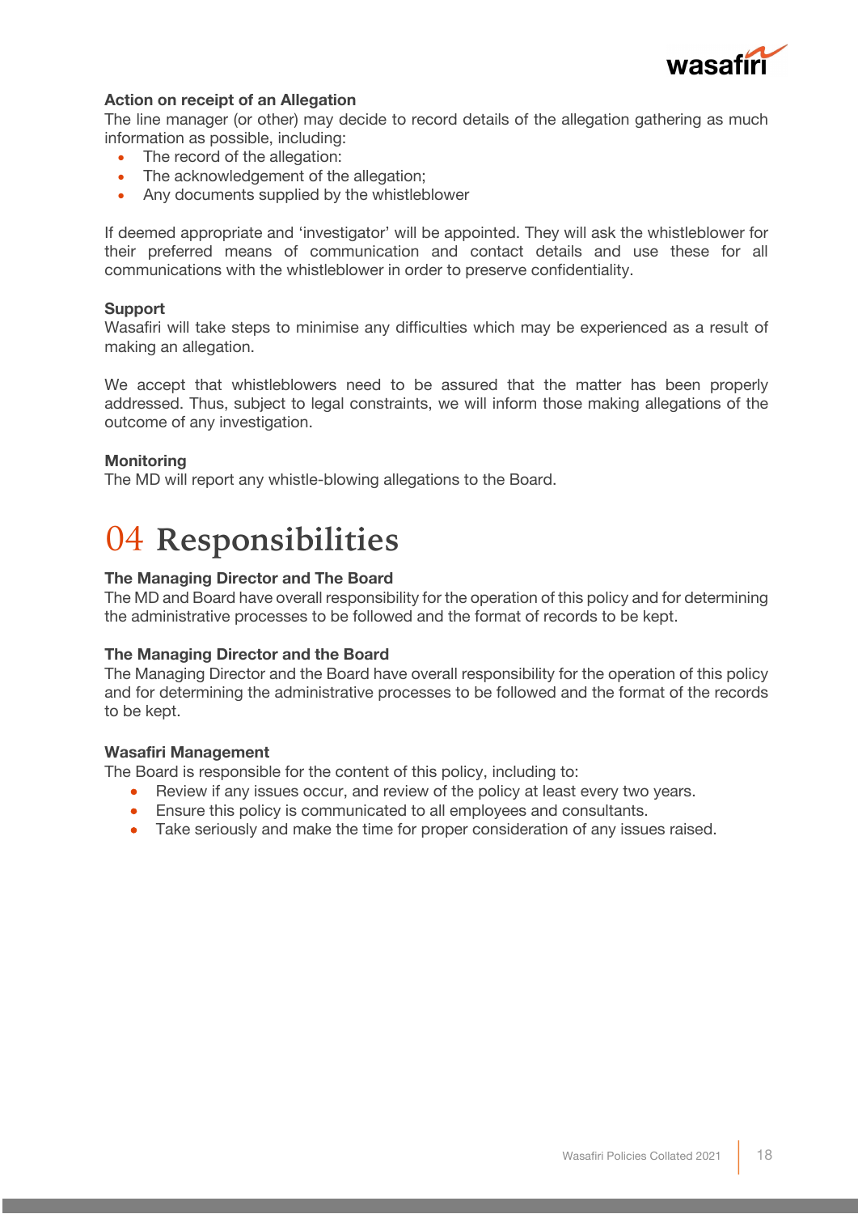**Action on receipt of an Allegation**

The line manager (or other) may decide to record details of the allegation gathering as much information as possible, including:

- The record of the allegation:
- The acknowledgement of the allegation;
- Any documents supplied by the whistleblower

If deemed appropriate and 'investigator' will be appointed. They will ask the whistleblower for their preferred means of communication and contact details and use these for all communications with the whistleblower in order to preserve confidentiality.

**Support**

Wasafiri will take steps to minimise any difficulties which may be experienced as a result of making an allegation.

We accept that whistleblowers need to be assured that the matter has been properly addressed. Thus, subject to legal constraints, we will inform those making allegations of the outcome of any investigation.

**Monitoring**

The MD will report any whistle-blowing allegations to the Board.

# 04 Responsibilities

**The Managing Director and The Board**

The MD and Board have overall responsibility for the operation of this policy and for determining the administrative processes to be followed and the format of records to be kept.

**The Managing Director and the Board**

The Managing Director and the Board have overall responsibility for the operation of this policy and for determining the administrative processes to be followed and the format of the records to be kept.

**Wasafiri Management**

The Board is responsible for the content of this policy, including to:

- Review if any issues occur, and review of the policy at least every two years.
- Ensure this policy is communicated to all employees and consultants.
- Take seriously and make the time for proper consideration of any issues raised.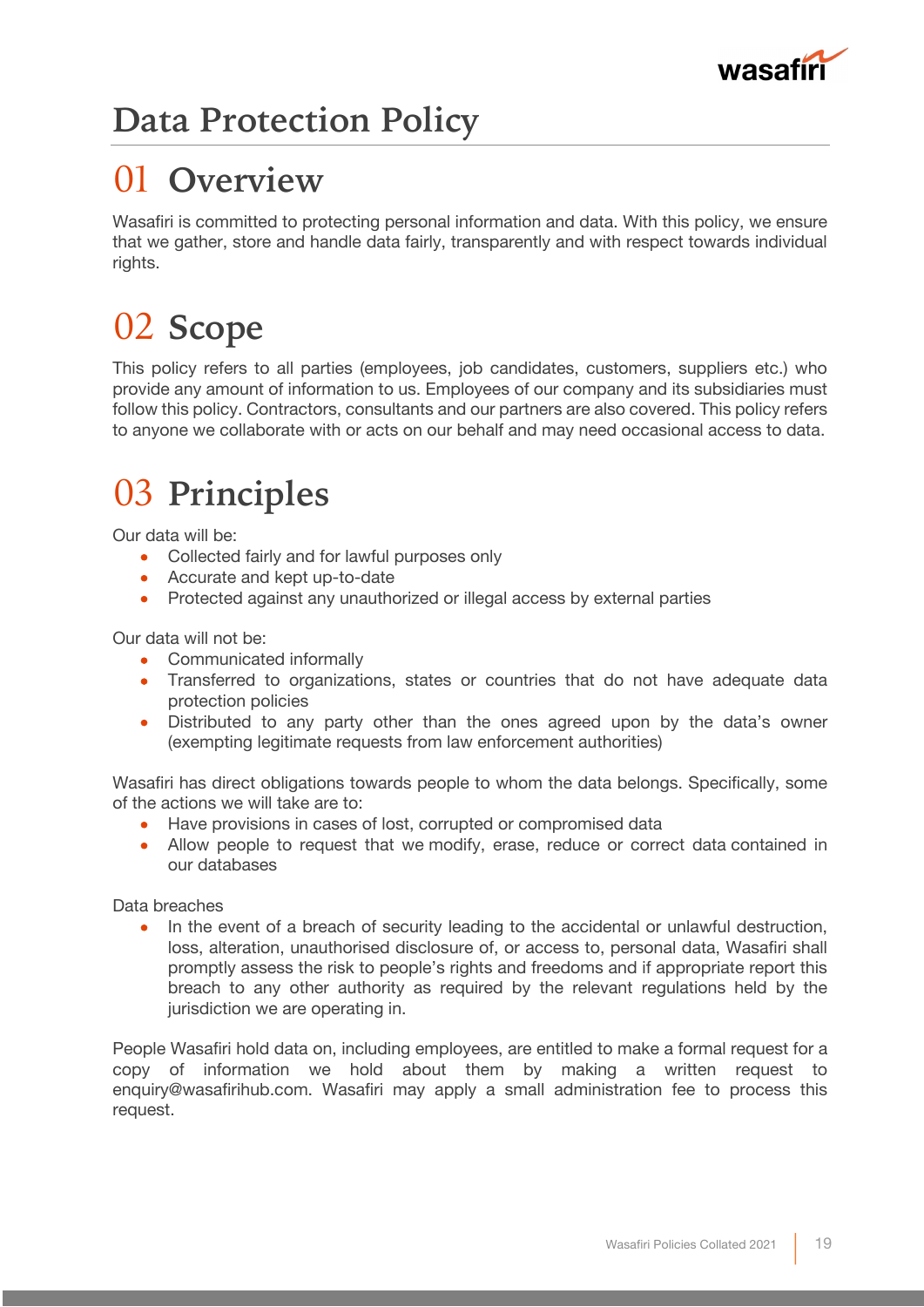# Data Protection Policy

## 01 Overview

Wasafiri is committed to protecting personal information and data. With this policy, we ensure that we gather, store and handle data fairly, transparently and with respect towards individual rights.

## 02 Scope

This policy refers to all parties (employees, job candidates, customers, suppliers etc.) who provide any amount of information to us. Employees of our company and its subsidiaries must follow this policy. Contractors, consultants and our partners are also covered. This policy refers to anyone we collaborate with or acts on our behalf and may need occasional access to data.

## 03 Principles

Our data will be:

- Collected fairly and for lawful purposes only
- Accurate and kept up-to-date
- Protected against any unauthorized or illegal access by external parties

Our data will not be:

- Communicated informally
- Transferred to organizations, states or countries that do not have adequate data protection policies
- Distributed to any party other than the ones agreed upon by the data's owner (exempting legitimate requests from law enforcement authorities)

Wasafiri has direct obligations towards people to whom the data belongs. Specifically, some of the actions we will take are to:

- Have provisions in cases of lost, corrupted or compromised data
- Allow people to request that we modify, erase, reduce or correct data contained in our databases

Data breaches

- In the event of a breach of security leading to the accidental or unlawful destruction, loss, alteration, unauthorised disclosure of, or access to, personal data, Wasafiri shall promptly assess the risk to people's rights and freedoms and if appropriate report this breach to any other authority as required by the relevant regulations held by the jurisdiction we are operating in.

People Wasafiri hold data on, including employees, are entitled to make a formal request for a copy of information we hold about them by making a written request to enquiry@wasafirihub.com. Wasafiri may apply a small administration fee to process this request.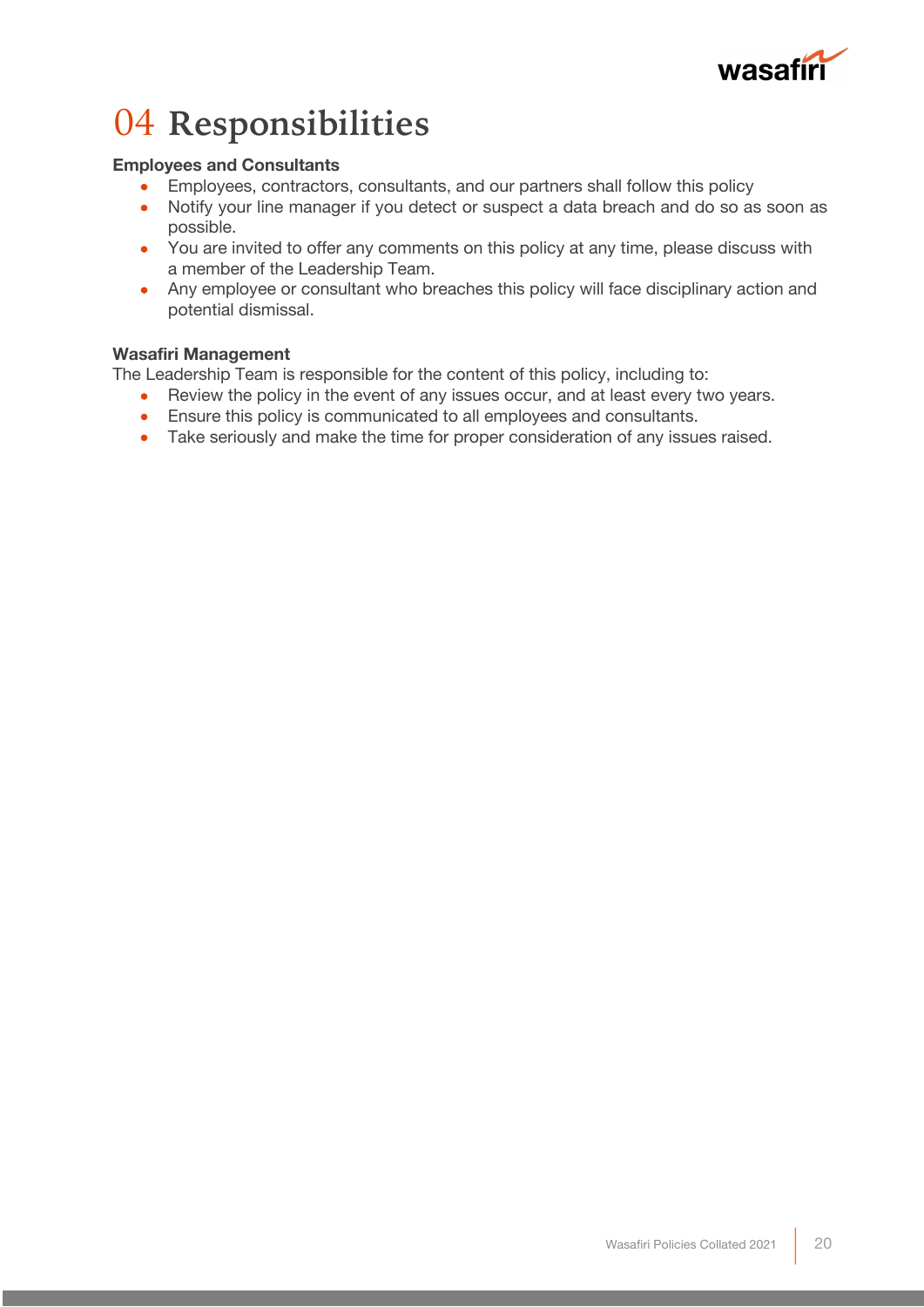# 04 Responsibilities

**Employees and Consultants**

- Employees, contractors, consultants, and our partners shall follow this policy
- Notify your line manager if you detect or suspect a data breach and do so as soon as possible.
- You are invited to offer any comments on this policy at any time, please discuss with a member of the Leadership Team.
- Any employee or consultant who breaches this policy will face disciplinary action and potential dismissal.

**Wasafiri Management**

The Leadership Team is responsible for the content of this policy, including to:

- Review the policy in the event of any issues occur, and at least every two years.
- Ensure this policy is communicated to all employees and consultants.
- Take seriously and make the time for proper consideration of any issues raised.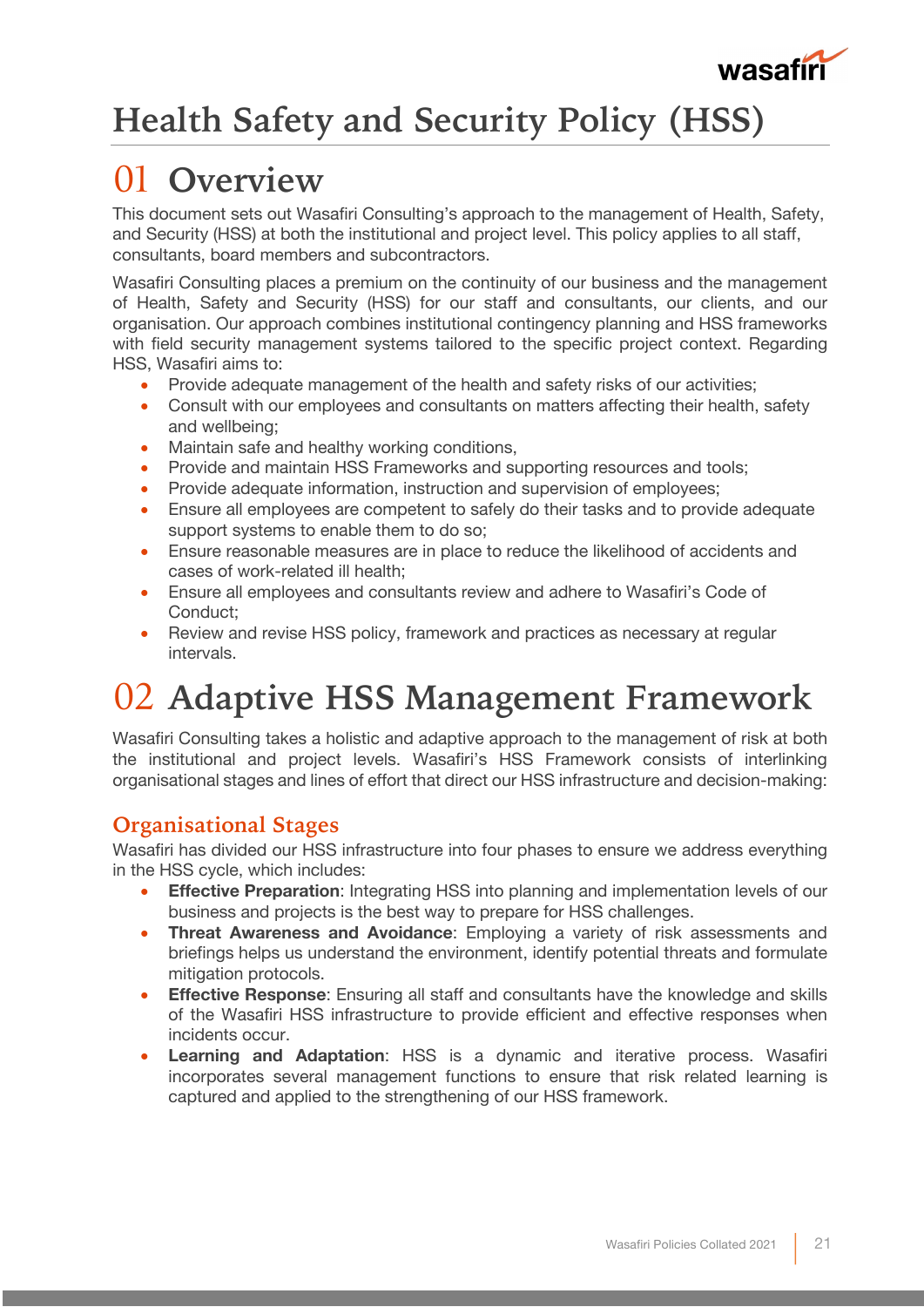# Health Safety and Security Policy (HSS)

## 01 Overview

This document sets out Wasafiri Consulting's approach to the management of Health, Safety, and Security (HSS) at both the institutional and project level. This policy applies to all staff, consultants, board members and subcontractors.

Wasafiri Consulting places a premium on the continuity of our business and the management of Health, Safety and Security (HSS) for our staff and consultants, our clients, and our organisation. Our approach combines institutional contingency planning and HSS frameworks with field security management systems tailored to the specific project context. Regarding HSS, Wasafiri aims to:

- Provide adequate management of the health and safety risks of our activities;
- Consult with our employees and consultants on matters affecting their health, safety and wellbeing;
- Maintain safe and healthy working conditions,
- Provide and maintain HSS Frameworks and supporting resources and tools;
- Provide adequate information, instruction and supervision of employees;
- Ensure all employees are competent to safely do their tasks and to provide adequate support systems to enable them to do so;
- Ensure reasonable measures are in place to reduce the likelihood of accidents and cases of work-related ill health;
- Ensure all employees and consultants review and adhere to Wasafiri's Code of Conduct;
- Review and revise HSS policy, framework and practices as necessary at regular intervals.

## 02 Adaptive HSS Management Framework

Wasafiri Consulting takes a holistic and adaptive approach to the management of risk at both the institutional and project levels. Wasafiri's HSS Framework consists of interlinking organisational stages and lines of effort that direct our HSS infrastructure and decision-making:

### Organisational Stages

Wasafiri has divided our HSS infrastructure into four phases to ensure we address everything in the HSS cycle, which includes:

- **Effective Preparation**: Integrating HSS into planning and implementation levels of our business and projects is the best way to prepare for HSS challenges.
- **Threat Awareness and Avoidance**: Employing a variety of risk assessments and briefings helps us understand the environment, identify potential threats and formulate mitigation protocols.
- **Effective Response**: Ensuring all staff and consultants have the knowledge and skills of the Wasafiri HSS infrastructure to provide efficient and effective responses when incidents occur.
- **Learning and Adaptation**: HSS is a dynamic and iterative process. Wasafiri incorporates several management functions to ensure that risk related learning is captured and applied to the strengthening of our HSS framework.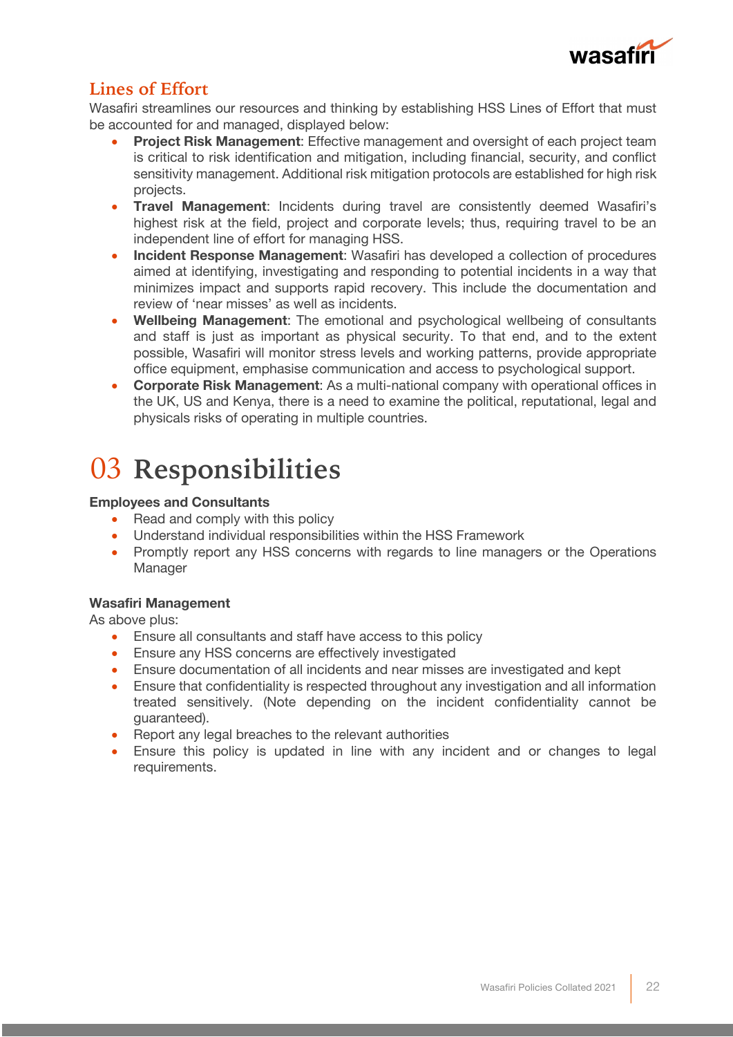## Lines of Effort

Wasafiri streamlines our resources and thinking by establishing HSS Lines of Effort that must be accounted for and managed, displayed below:

- **Project Risk Management**: Effective management and oversight of each project team is critical to risk identification and mitigation, including financial, security, and conflict sensitivity management. Additional risk mitigation protocols are established for high risk projects.
- **Travel Management**: Incidents during travel are consistently deemed Wasafiri's highest risk at the field, project and corporate levels; thus, requiring travel to be an independent line of effort for managing HSS.
- **Incident Response Management**: Wasafiri has developed a collection of procedures aimed at identifying, investigating and responding to potential incidents in a way that minimizes impact and supports rapid recovery. This include the documentation and review of 'near misses' as well as incidents.
- **Wellbeing Management**: The emotional and psychological wellbeing of consultants and staff is just as important as physical security. To that end, and to the extent possible, Wasafiri will monitor stress levels and working patterns, provide appropriate office equipment, emphasise communication and access to psychological support.
- **Corporate Risk Management**: As a multi-national company with operational offices in the UK, US and Kenya, there is a need to examine the political, reputational, legal and physicals risks of operating in multiple countries.

# 03 Responsibilities

**Employees and Consultants**

- Read and comply with this policy
- Understand individual responsibilities within the HSS Framework
- Promptly report any HSS concerns with regards to line managers or the Operations Manager

**Wasafiri Management**

As above plus:

- Ensure all consultants and staff have access to this policy
- Ensure any HSS concerns are effectively investigated
- Ensure documentation of all incidents and near misses are investigated and kept
- Ensure that confidentiality is respected throughout any investigation and all information treated sensitively. (Note depending on the incident confidentiality cannot be guaranteed).
- Report any legal breaches to the relevant authorities
- Ensure this policy is updated in line with any incident and or changes to legal requirements.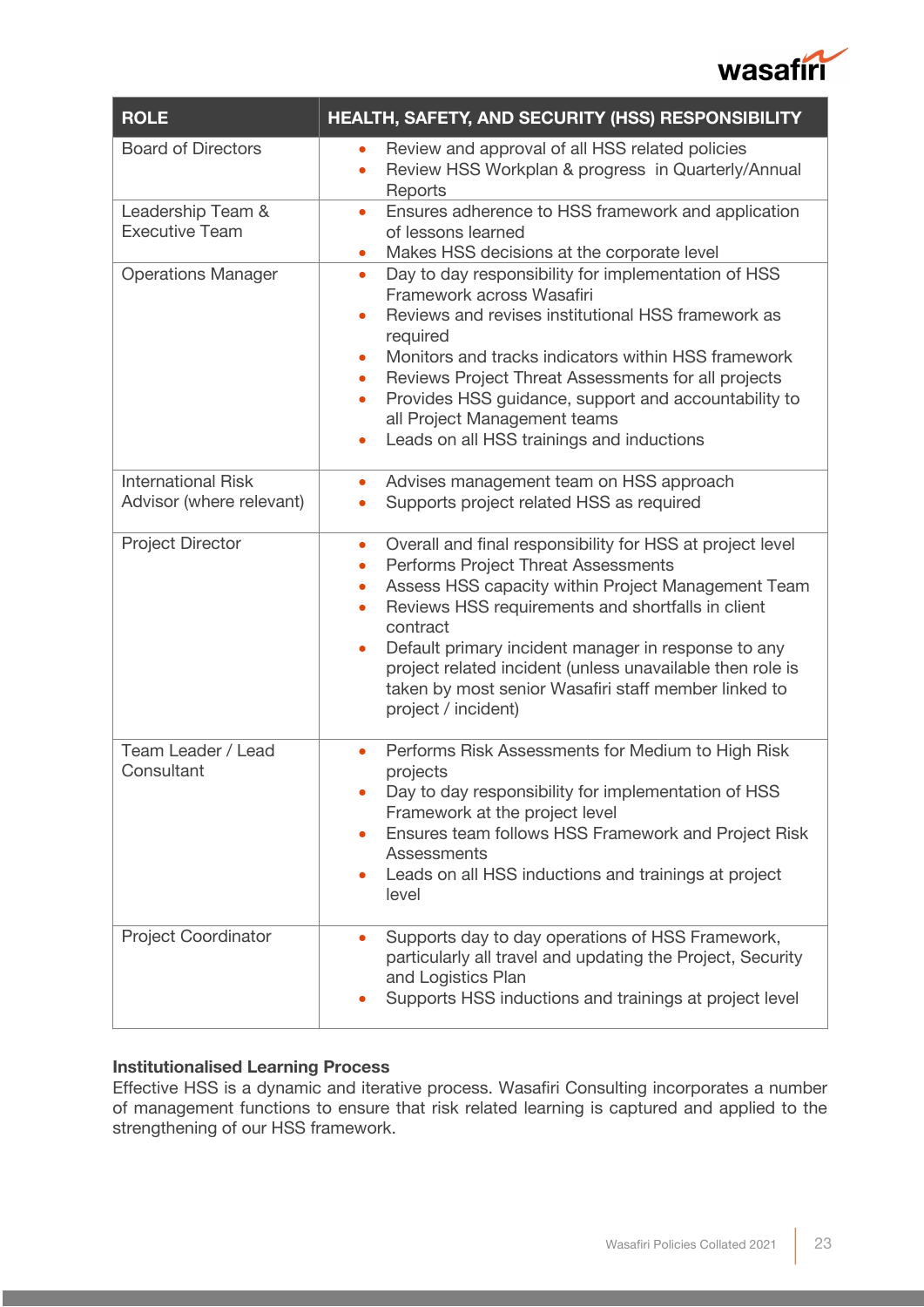| ROLE | HEALTH, SAFETY, AND SECURITY (HSS) RESPONSIBILITY |
|---|---|
| Board of Directors | • Review and approval of all HSS related policies<br>• Review HSS Workplan & progress in Quarterly/Annual Reports |
| Leadership Team & Executive Team | • Ensures adherence to HSS framework and application of lessons learned<br>• Makes HSS decisions at the corporate level |
| Operations Manager | • Day to day responsibility for implementation of HSS Framework across Wasafiri<br>• Reviews and revises institutional HSS framework as required<br>• Monitors and tracks indicators within HSS framework<br>• Reviews Project Threat Assessments for all projects<br>• Provides HSS guidance, support and accountability to all Project Management teams<br>• Leads on all HSS trainings and inductions |
| International Risk Advisor (where relevant) | • Advises management team on HSS approach<br>• Supports project related HSS as required |
| Project Director | • Overall and final responsibility for HSS at project level<br>• Performs Project Threat Assessments<br>• Assess HSS capacity within Project Management Team<br>• Reviews HSS requirements and shortfalls in client contract<br>• Default primary incident manager in response to any project related incident (unless unavailable then role is taken by most senior Wasafiri staff member linked to project / incident) |
| Team Leader / Lead Consultant | • Performs Risk Assessments for Medium to High Risk projects<br>• Day to day responsibility for implementation of HSS Framework at the project level<br>• Ensures team follows HSS Framework and Project Risk Assessments<br>• Leads on all HSS inductions and trainings at project level |
| Project Coordinator | • Supports day to day operations of HSS Framework, particularly all travel and updating the Project, Security and Logistics Plan<br>• Supports HSS inductions and trainings at project level |

**Institutionalised Learning Process**

Effective HSS is a dynamic and iterative process. Wasafiri Consulting incorporates a number of management functions to ensure that risk related learning is captured and applied to the strengthening of our HSS framework.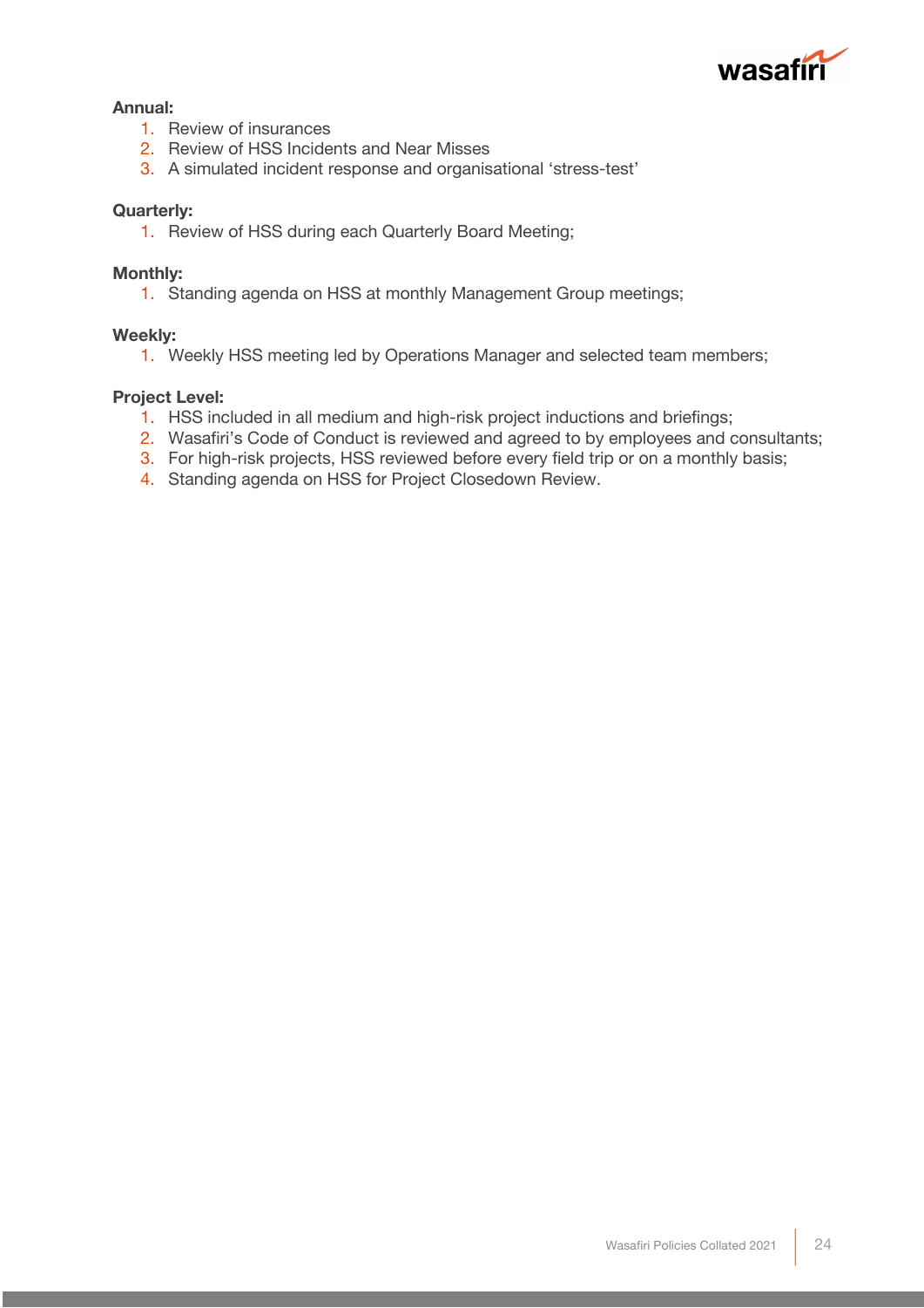**Annual:**

1. Review of insurances
2. Review of HSS Incidents and Near Misses
3. A simulated incident response and organisational 'stress-test'

**Quarterly:**

1. Review of HSS during each Quarterly Board Meeting;

**Monthly:**

1. Standing agenda on HSS at monthly Management Group meetings;

**Weekly:**

1. Weekly HSS meeting led by Operations Manager and selected team members;

**Project Level:**

1. HSS included in all medium and high-risk project inductions and briefings;
2. Wasafiri's Code of Conduct is reviewed and agreed to by employees and consultants;
3. For high-risk projects, HSS reviewed before every field trip or on a monthly basis;
4. Standing agenda on HSS for Project Closedown Review.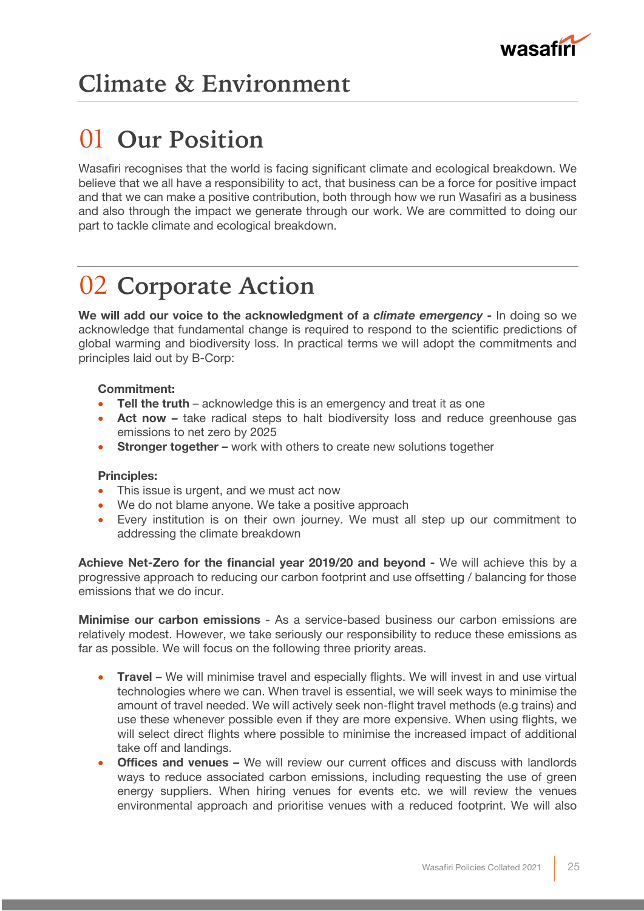# Climate & Environment

## 01 Our Position

Wasafiri recognises that the world is facing significant climate and ecological breakdown. We believe that we all have a responsibility to act, that business can be a force for positive impact and that we can make a positive contribution, both through how we run Wasafiri as a business and also through the impact we generate through our work. We are committed to doing our part to tackle climate and ecological breakdown.

## 02 Corporate Action

**We will add our voice to the acknowledgment of a *climate emergency* -** In doing so we acknowledge that fundamental change is required to respond to the scientific predictions of global warming and biodiversity loss. In practical terms we will adopt the commitments and principles laid out by B-Corp:

**Commitment:**

- **Tell the truth** – acknowledge this is an emergency and treat it as one
- **Act now –** take radical steps to halt biodiversity loss and reduce greenhouse gas emissions to net zero by 2025
- **Stronger together –** work with others to create new solutions together

**Principles:**

- This issue is urgent, and we must act now
- We do not blame anyone. We take a positive approach
- Every institution is on their own journey. We must all step up our commitment to addressing the climate breakdown

**Achieve Net-Zero for the financial year 2019/20 and beyond -** We will achieve this by a progressive approach to reducing our carbon footprint and use offsetting / balancing for those emissions that we do incur.

**Minimise our carbon emissions** - As a service-based business our carbon emissions are relatively modest. However, we take seriously our responsibility to reduce these emissions as far as possible. We will focus on the following three priority areas.

- **Travel** – We will minimise travel and especially flights. We will invest in and use virtual technologies where we can. When travel is essential, we will seek ways to minimise the amount of travel needed. We will actively seek non-flight travel methods (e.g trains) and use these whenever possible even if they are more expensive. When using flights, we will select direct flights where possible to minimise the increased impact of additional take off and landings.
- **Offices and venues –** We will review our current offices and discuss with landlords ways to reduce associated carbon emissions, including requesting the use of green energy suppliers. When hiring venues for events etc. we will review the venues environmental approach and prioritise venues with a reduced footprint. We will also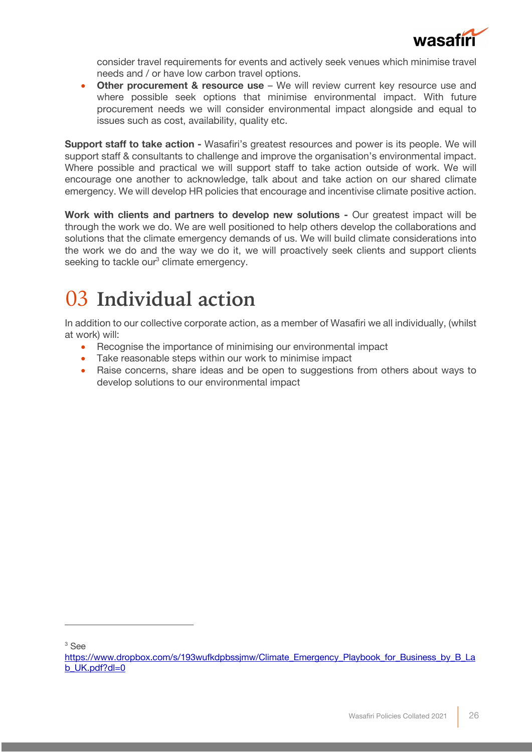consider travel requirements for events and actively seek venues which minimise travel needs and / or have low carbon travel options.

- **Other procurement & resource use** – We will review current key resource use and where possible seek options that minimise environmental impact. With future procurement needs we will consider environmental impact alongside and equal to issues such as cost, availability, quality etc.

**Support staff to take action -** Wasafiri's greatest resources and power is its people. We will support staff & consultants to challenge and improve the organisation's environmental impact. Where possible and practical we will support staff to take action outside of work. We will encourage one another to acknowledge, talk about and take action on our shared climate emergency. We will develop HR policies that encourage and incentivise climate positive action.

**Work with clients and partners to develop new solutions -** Our greatest impact will be through the work we do. We are well positioned to help others develop the collaborations and solutions that the climate emergency demands of us. We will build climate considerations into the work we do and the way we do it, we will proactively seek clients and support clients seeking to tackle our[3] climate emergency.

# 03 Individual action

In addition to our collective corporate action, as a member of Wasafiri we all individually, (whilst at work) will:

- Recognise the importance of minimising our environmental impact
- Take reasonable steps within our work to minimise impact
- Raise concerns, share ideas and be open to suggestions from others about ways to develop solutions to our environmental impact

---

[3] See https://www.dropbox.com/s/193wufkdpbssjmw/Climate_Emergency_Playbook_for_Business_by_B_Lab_UK.pdf?dl=0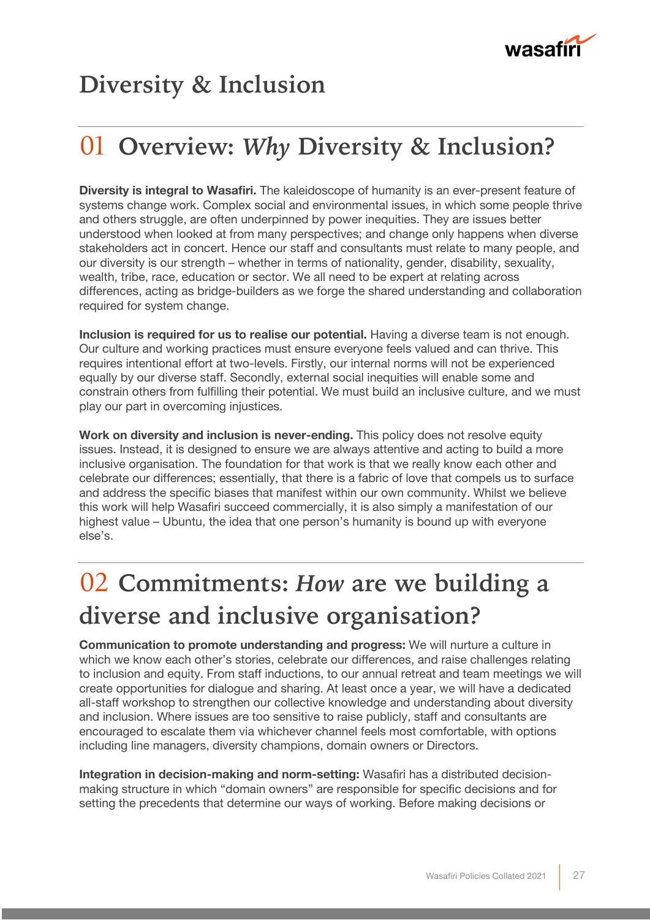# Diversity & Inclusion

## 01 Overview: *Why* Diversity & Inclusion?

**Diversity is integral to Wasafiri.** The kaleidoscope of humanity is an ever-present feature of systems change work. Complex social and environmental issues, in which some people thrive and others struggle, are often underpinned by power inequities. They are issues better understood when looked at from many perspectives; and change only happens when diverse stakeholders act in concert. Hence our staff and consultants must relate to many people, and our diversity is our strength – whether in terms of nationality, gender, disability, sexuality, wealth, tribe, race, education or sector. We all need to be expert at relating across differences, acting as bridge-builders as we forge the shared understanding and collaboration required for system change.

**Inclusion is required for us to realise our potential.** Having a diverse team is not enough. Our culture and working practices must ensure everyone feels valued and can thrive. This requires intentional effort at two-levels. Firstly, our internal norms will not be experienced equally by our diverse staff. Secondly, external social inequities will enable some and constrain others from fulfilling their potential. We must build an inclusive culture, and we must play our part in overcoming injustices.

**Work on diversity and inclusion is never-ending.** This policy does not resolve equity issues. Instead, it is designed to ensure we are always attentive and acting to build a more inclusive organisation. The foundation for that work is that we really know each other and celebrate our differences; essentially, that there is a fabric of love that compels us to surface and address the specific biases that manifest within our own community. Whilst we believe this work will help Wasafiri succeed commercially, it is also simply a manifestation of our highest value – Ubuntu, the idea that one person's humanity is bound up with everyone else's.

## 02 Commitments: *How* are we building a diverse and inclusive organisation?

**Communication to promote understanding and progress:** We will nurture a culture in which we know each other's stories, celebrate our differences, and raise challenges relating to inclusion and equity. From staff inductions, to our annual retreat and team meetings we will create opportunities for dialogue and sharing. At least once a year, we will have a dedicated all-staff workshop to strengthen our collective knowledge and understanding about diversity and inclusion. Where issues are too sensitive to raise publicly, staff and consultants are encouraged to escalate them via whichever channel feels most comfortable, with options including line managers, diversity champions, domain owners or Directors.

**Integration in decision-making and norm-setting:** Wasafiri has a distributed decision-making structure in which "domain owners" are responsible for specific decisions and for setting the precedents that determine our ways of working. Before making decisions or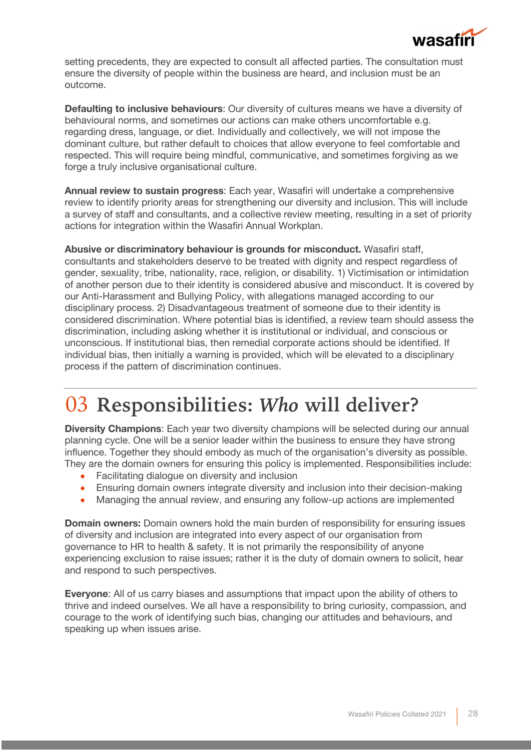setting precedents, they are expected to consult all affected parties. The consultation must ensure the diversity of people within the business are heard, and inclusion must be an outcome.

**Defaulting to inclusive behaviours**: Our diversity of cultures means we have a diversity of behavioural norms, and sometimes our actions can make others uncomfortable e.g. regarding dress, language, or diet. Individually and collectively, we will not impose the dominant culture, but rather default to choices that allow everyone to feel comfortable and respected. This will require being mindful, communicative, and sometimes forgiving as we forge a truly inclusive organisational culture.

**Annual review to sustain progress**: Each year, Wasafiri will undertake a comprehensive review to identify priority areas for strengthening our diversity and inclusion. This will include a survey of staff and consultants, and a collective review meeting, resulting in a set of priority actions for integration within the Wasafiri Annual Workplan.

**Abusive or discriminatory behaviour is grounds for misconduct.** Wasafiri staff, consultants and stakeholders deserve to be treated with dignity and respect regardless of gender, sexuality, tribe, nationality, race, religion, or disability. 1) Victimisation or intimidation of another person due to their identity is considered abusive and misconduct. It is covered by our Anti-Harassment and Bullying Policy, with allegations managed according to our disciplinary process. 2) Disadvantageous treatment of someone due to their identity is considered discrimination. Where potential bias is identified, a review team should assess the discrimination, including asking whether it is institutional or individual, and conscious or unconscious. If institutional bias, then remedial corporate actions should be identified. If individual bias, then initially a warning is provided, which will be elevated to a disciplinary process if the pattern of discrimination continues.

## 03 Responsibilities: *Who* will deliver?

**Diversity Champions**: Each year two diversity champions will be selected during our annual planning cycle. One will be a senior leader within the business to ensure they have strong influence. Together they should embody as much of the organisation's diversity as possible. They are the domain owners for ensuring this policy is implemented. Responsibilities include:

- Facilitating dialogue on diversity and inclusion
- Ensuring domain owners integrate diversity and inclusion into their decision-making
- Managing the annual review, and ensuring any follow-up actions are implemented

**Domain owners:** Domain owners hold the main burden of responsibility for ensuring issues of diversity and inclusion are integrated into every aspect of our organisation from governance to HR to health & safety. It is not primarily the responsibility of anyone experiencing exclusion to raise issues; rather it is the duty of domain owners to solicit, hear and respond to such perspectives.

**Everyone**: All of us carry biases and assumptions that impact upon the ability of others to thrive and indeed ourselves. We all have a responsibility to bring curiosity, compassion, and courage to the work of identifying such bias, changing our attitudes and behaviours, and speaking up when issues arise.